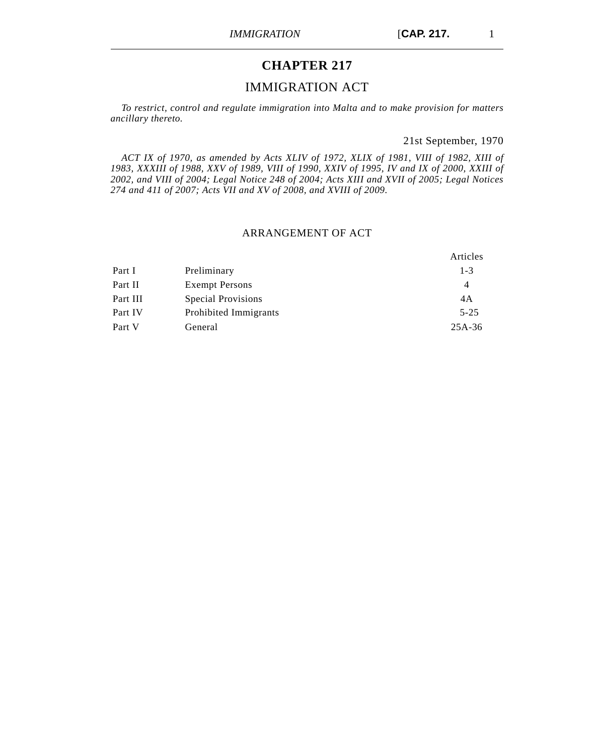# CHAPTER 217

## IMMIGRATION ACT

*To restrict, control and regulate immigration into Malta and to make provision for matters ancillary thereto.*

21st September, 1970

*ACT IX of 1970, as amended by Acts XLIV of 1972, XLIX of 1981, VIII of 1982, XIII of 1983, XXXIII of 1988, XXV of 1989, VIII of 1990, XXIV of 1995, IV and IX of 2000, XXIII of 2002, and VIII of 2004; Legal Notice 248 of 2004; Acts XIII and XVII of 2005; Legal Notices 274 and 411 of 2007; Acts VII and XV of 2008, and XVIII of 2009.*

### ARRANGEMENT OF ACT

| | | Articles |
|---|---|---|
| Part I | Preliminary | 1-3 |
| Part II | Exempt Persons | 4 |
| Part III | Special Provisions | 4A |
| Part IV | Prohibited Immigrants | 5-25 |
| Part V | General | 25A-36 |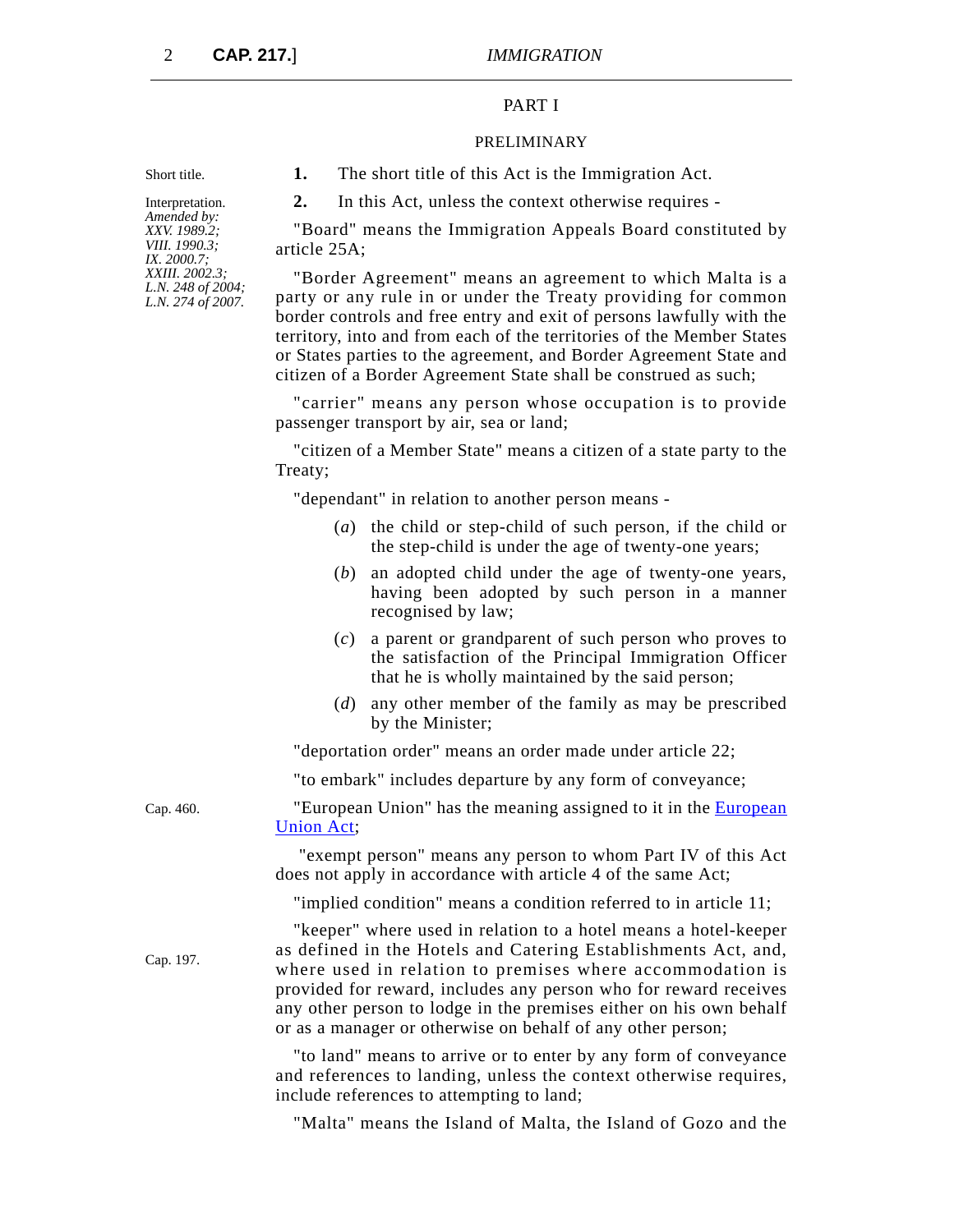PART I

PRELIMINARY

Short title.

**1.** The short title of this Act is the Immigration Act.

Interpretation.
*Amended by:*
*XXV. 1989.2;*
*VIII. 1990.3;*
*IX. 2000.7;*
*XXIII. 2002.3;*
*L.N. 248 of 2004;*
*L.N. 274 of 2007.*

**2.** In this Act, unless the context otherwise requires -

"Board" means the Immigration Appeals Board constituted by article 25A;

"Border Agreement" means an agreement to which Malta is a party or any rule in or under the Treaty providing for common border controls and free entry and exit of persons lawfully with the territory, into and from each of the territories of the Member States or States parties to the agreement, and Border Agreement State and citizen of a Border Agreement State shall be construed as such;

"carrier" means any person whose occupation is to provide passenger transport by air, sea or land;

"citizen of a Member State" means a citizen of a state party to the Treaty;

"dependant" in relation to another person means -

(*a*) the child or step-child of such person, if the child or the step-child is under the age of twenty-one years;

(*b*) an adopted child under the age of twenty-one years, having been adopted by such person in a manner recognised by law;

(*c*) a parent or grandparent of such person who proves to the satisfaction of the Principal Immigration Officer that he is wholly maintained by the said person;

(*d*) any other member of the family as may be prescribed by the Minister;

"deportation order" means an order made under article 22;

"to embark" includes departure by any form of conveyance;

Cap. 460.

"European Union" has the meaning assigned to it in the European Union Act;

"exempt person" means any person to whom Part IV of this Act does not apply in accordance with article 4 of the same Act;

"implied condition" means a condition referred to in article 11;

Cap. 197.

"keeper" where used in relation to a hotel means a hotel-keeper as defined in the Hotels and Catering Establishments Act, and, where used in relation to premises where accommodation is provided for reward, includes any person who for reward receives any other person to lodge in the premises either on his own behalf or as a manager or otherwise on behalf of any other person;

"to land" means to arrive or to enter by any form of conveyance and references to landing, unless the context otherwise requires, include references to attempting to land;

"Malta" means the Island of Malta, the Island of Gozo and the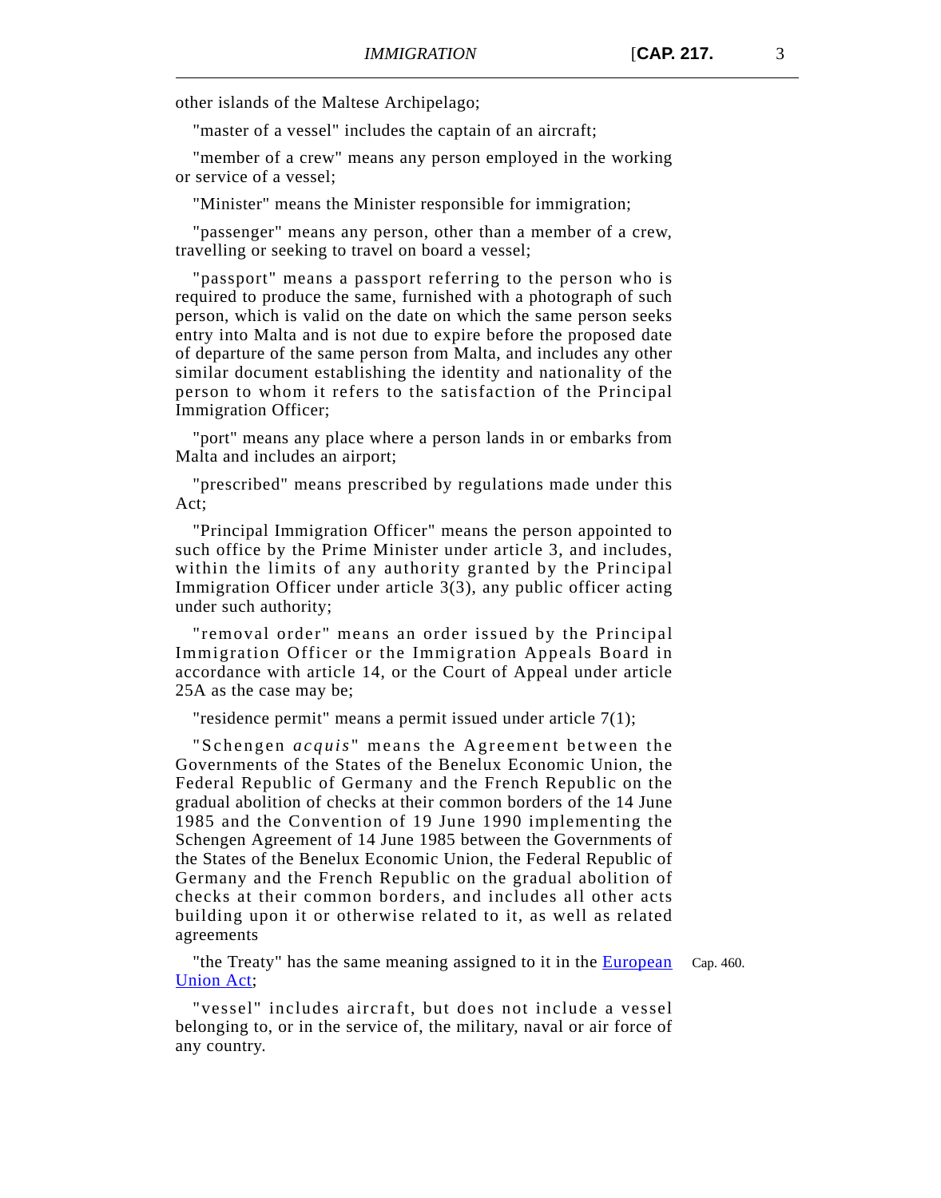other islands of the Maltese Archipelago;

"master of a vessel" includes the captain of an aircraft;

"member of a crew" means any person employed in the working or service of a vessel;

"Minister" means the Minister responsible for immigration;

"passenger" means any person, other than a member of a crew, travelling or seeking to travel on board a vessel;

"passport" means a passport referring to the person who is required to produce the same, furnished with a photograph of such person, which is valid on the date on which the same person seeks entry into Malta and is not due to expire before the proposed date of departure of the same person from Malta, and includes any other similar document establishing the identity and nationality of the person to whom it refers to the satisfaction of the Principal Immigration Officer;

"port" means any place where a person lands in or embarks from Malta and includes an airport;

"prescribed" means prescribed by regulations made under this Act;

"Principal Immigration Officer" means the person appointed to such office by the Prime Minister under article 3, and includes, within the limits of any authority granted by the Principal Immigration Officer under article 3(3), any public officer acting under such authority;

"removal order" means an order issued by the Principal Immigration Officer or the Immigration Appeals Board in accordance with article 14, or the Court of Appeal under article 25A as the case may be;

"residence permit" means a permit issued under article 7(1);

"Schengen *acquis*" means the Agreement between the Governments of the States of the Benelux Economic Union, the Federal Republic of Germany and the French Republic on the gradual abolition of checks at their common borders of the 14 June 1985 and the Convention of 19 June 1990 implementing the Schengen Agreement of 14 June 1985 between the Governments of the States of the Benelux Economic Union, the Federal Republic of Germany and the French Republic on the gradual abolition of checks at their common borders, and includes all other acts building upon it or otherwise related to it, as well as related agreements

"the Treaty" has the same meaning assigned to it in the European Union Act; Cap. 460.

"vessel" includes aircraft, but does not include a vessel belonging to, or in the service of, the military, naval or air force of any country.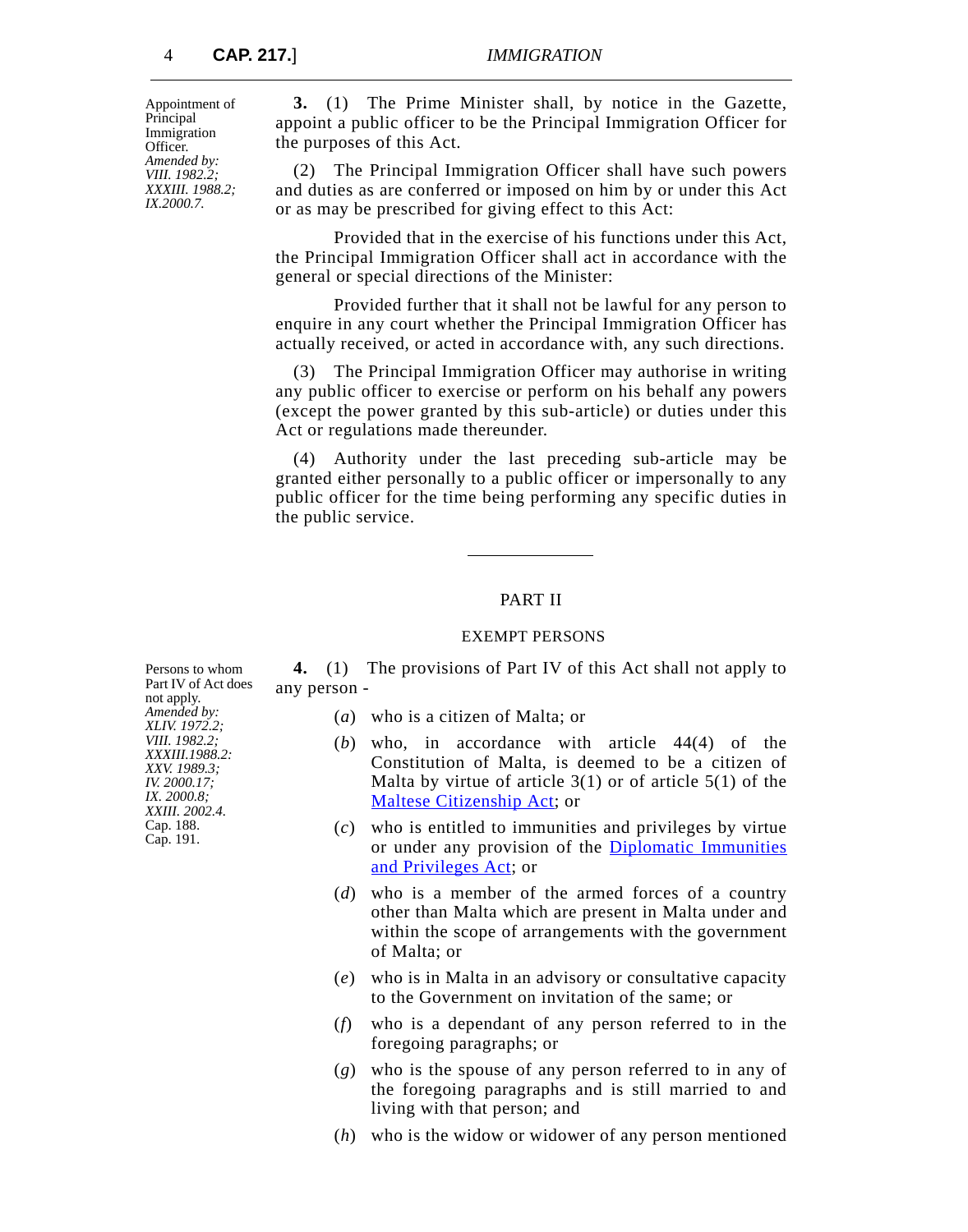*Appointment of Principal Immigration Officer. Amended by: VIII. 1982.2; XXXIII. 1988.2; IX.2000.7.*

**3.** (1) The Prime Minister shall, by notice in the Gazette, appoint a public officer to be the Principal Immigration Officer for the purposes of this Act.

(2) The Principal Immigration Officer shall have such powers and duties as are conferred or imposed on him by or under this Act or as may be prescribed for giving effect to this Act:

Provided that in the exercise of his functions under this Act, the Principal Immigration Officer shall act in accordance with the general or special directions of the Minister:

Provided further that it shall not be lawful for any person to enquire in any court whether the Principal Immigration Officer has actually received, or acted in accordance with, any such directions.

(3) The Principal Immigration Officer may authorise in writing any public officer to exercise or perform on his behalf any powers (except the power granted by this sub-article) or duties under this Act or regulations made thereunder.

(4) Authority under the last preceding sub-article may be granted either personally to a public officer or impersonally to any public officer for the time being performing any specific duties in the public service.

## PART II

### EXEMPT PERSONS

*Persons to whom Part IV of Act does not apply. Amended by: XLIV. 1972.2; VIII. 1982.2; XXXIII.1988.2; XXV. 1989.3; IV. 2000.17; IX. 2000.8; XXIII. 2002.4. Cap. 188. Cap. 191.*

**4.** (1) The provisions of Part IV of this Act shall not apply to any person -

(*a*) who is a citizen of Malta; or

(*b*) who, in accordance with article 44(4) of the Constitution of Malta, is deemed to be a citizen of Malta by virtue of article 3(1) or of article 5(1) of the Maltese Citizenship Act; or

(*c*) who is entitled to immunities and privileges by virtue or under any provision of the Diplomatic Immunities and Privileges Act; or

(*d*) who is a member of the armed forces of a country other than Malta which are present in Malta under and within the scope of arrangements with the government of Malta; or

(*e*) who is in Malta in an advisory or consultative capacity to the Government on invitation of the same; or

(*f*) who is a dependant of any person referred to in the foregoing paragraphs; or

(*g*) who is the spouse of any person referred to in any of the foregoing paragraphs and is still married to and living with that person; and

(*h*) who is the widow or widower of any person mentioned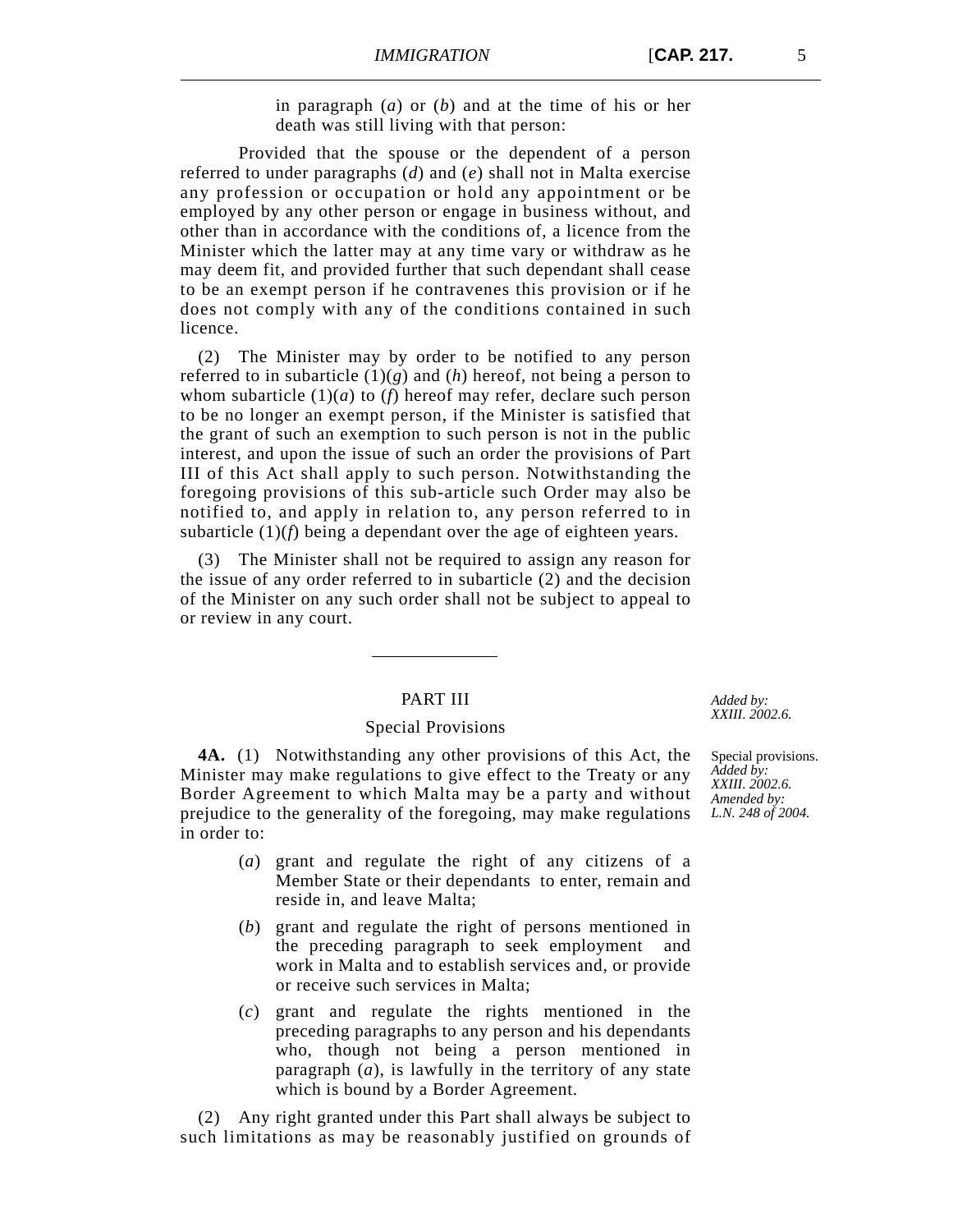in paragraph (*a*) or (*b*) and at the time of his or her death was still living with that person:

Provided that the spouse or the dependent of a person referred to under paragraphs (*d*) and (*e*) shall not in Malta exercise any profession or occupation or hold any appointment or be employed by any other person or engage in business without, and other than in accordance with the conditions of, a licence from the Minister which the latter may at any time vary or withdraw as he may deem fit, and provided further that such dependant shall cease to be an exempt person if he contravenes this provision or if he does not comply with any of the conditions contained in such licence.

(2) The Minister may by order to be notified to any person referred to in subarticle (1)(*g*) and (*h*) hereof, not being a person to whom subarticle (1)(*a*) to (*f*) hereof may refer, declare such person to be no longer an exempt person, if the Minister is satisfied that the grant of such an exemption to such person is not in the public interest, and upon the issue of such an order the provisions of Part III of this Act shall apply to such person. Notwithstanding the foregoing provisions of this sub-article such Order may also be notified to, and apply in relation to, any person referred to in subarticle (1)(*f*) being a dependant over the age of eighteen years.

(3) The Minister shall not be required to assign any reason for the issue of any order referred to in subarticle (2) and the decision of the Minister on any such order shall not be subject to appeal to or review in any court.

---

## PART III

*Added by: XXIII. 2002.6.*

### Special Provisions

Special provisions. *Added by: XXIII. 2002.6. Amended by: L.N. 248 of 2004.*

**4A.** (1) Notwithstanding any other provisions of this Act, the Minister may make regulations to give effect to the Treaty or any Border Agreement to which Malta may be a party and without prejudice to the generality of the foregoing, may make regulations in order to:

(*a*) grant and regulate the right of any citizens of a Member State or their dependants to enter, remain and reside in, and leave Malta;

(*b*) grant and regulate the right of persons mentioned in the preceding paragraph to seek employment and work in Malta and to establish services and, or provide or receive such services in Malta;

(*c*) grant and regulate the rights mentioned in the preceding paragraphs to any person and his dependants who, though not being a person mentioned in paragraph (*a*), is lawfully in the territory of any state which is bound by a Border Agreement.

(2) Any right granted under this Part shall always be subject to such limitations as may be reasonably justified on grounds of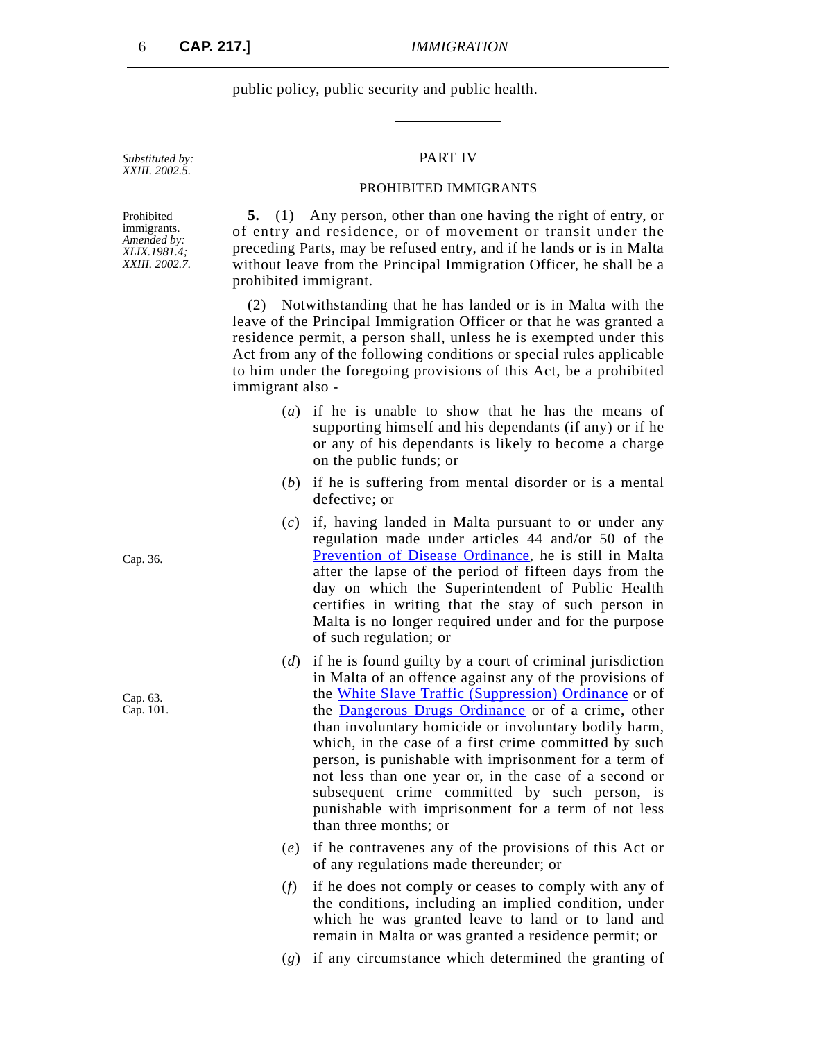public policy, public security and public health.

---

*Substituted by: XXIII. 2002.5.*

## PART IV

### PROHIBITED IMMIGRANTS

Prohibited immigrants. *Amended by: XLIX.1981.4; XXIII. 2002.7.*

**5.** (1) Any person, other than one having the right of entry, or of entry and residence, or of movement or transit under the preceding Parts, may be refused entry, and if he lands or is in Malta without leave from the Principal Immigration Officer, he shall be a prohibited immigrant.

(2) Notwithstanding that he has landed or is in Malta with the leave of the Principal Immigration Officer or that he was granted a residence permit, a person shall, unless he is exempted under this Act from any of the following conditions or special rules applicable to him under the foregoing provisions of this Act, be a prohibited immigrant also -

(*a*) if he is unable to show that he has the means of supporting himself and his dependants (if any) or if he or any of his dependants is likely to become a charge on the public funds; or

(*b*) if he is suffering from mental disorder or is a mental defective; or

(*c*) if, having landed in Malta pursuant to or under any regulation made under articles 44 and/or 50 of the Prevention of Disease Ordinance, he is still in Malta after the lapse of the period of fifteen days from the day on which the Superintendent of Public Health certifies in writing that the stay of such person in Malta is no longer required under and for the purpose of such regulation; or

Cap. 36.

(*d*) if he is found guilty by a court of criminal jurisdiction in Malta of an offence against any of the provisions of the White Slave Traffic (Suppression) Ordinance or of the Dangerous Drugs Ordinance or of a crime, other than involuntary homicide or involuntary bodily harm, which, in the case of a first crime committed by such person, is punishable with imprisonment for a term of not less than one year or, in the case of a second or subsequent crime committed by such person, is punishable with imprisonment for a term of not less than three months; or

Cap. 63.
Cap. 101.

(*e*) if he contravenes any of the provisions of this Act or of any regulations made thereunder; or

(*f*) if he does not comply or ceases to comply with any of the conditions, including an implied condition, under which he was granted leave to land or to land and remain in Malta or was granted a residence permit; or

(*g*) if any circumstance which determined the granting of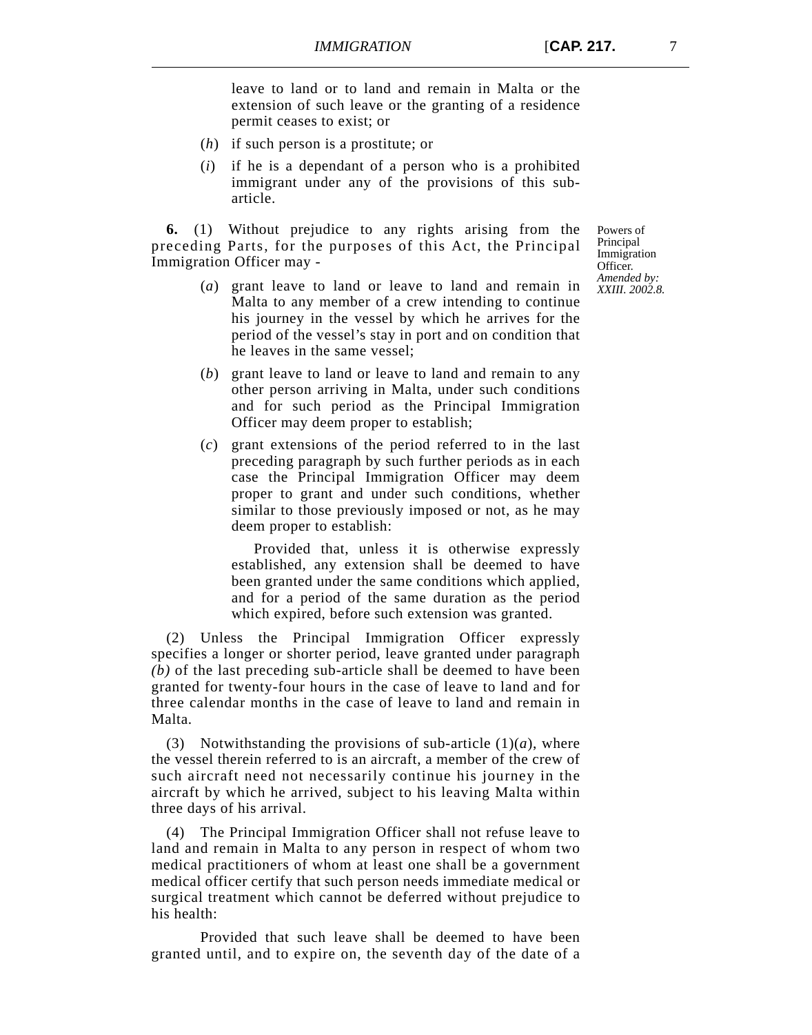leave to land or to land and remain in Malta or the extension of such leave or the granting of a residence permit ceases to exist; or

(*h*) if such person is a prostitute; or

(*i*) if he is a dependant of a person who is a prohibited immigrant under any of the provisions of this sub-article.

Powers of Principal Immigration Officer.
*Amended by: XXIII. 2002.8.*

**6.** (1) Without prejudice to any rights arising from the preceding Parts, for the purposes of this Act, the Principal Immigration Officer may -

(*a*) grant leave to land or leave to land and remain in Malta to any member of a crew intending to continue his journey in the vessel by which he arrives for the period of the vessel's stay in port and on condition that he leaves in the same vessel;

(*b*) grant leave to land or leave to land and remain to any other person arriving in Malta, under such conditions and for such period as the Principal Immigration Officer may deem proper to establish;

(*c*) grant extensions of the period referred to in the last preceding paragraph by such further periods as in each case the Principal Immigration Officer may deem proper to grant and under such conditions, whether similar to those previously imposed or not, as he may deem proper to establish:

Provided that, unless it is otherwise expressly established, any extension shall be deemed to have been granted under the same conditions which applied, and for a period of the same duration as the period which expired, before such extension was granted.

(2) Unless the Principal Immigration Officer expressly specifies a longer or shorter period, leave granted under paragraph *(b)* of the last preceding sub-article shall be deemed to have been granted for twenty-four hours in the case of leave to land and for three calendar months in the case of leave to land and remain in Malta.

(3) Notwithstanding the provisions of sub-article (1)(*a*), where the vessel therein referred to is an aircraft, a member of the crew of such aircraft need not necessarily continue his journey in the aircraft by which he arrived, subject to his leaving Malta within three days of his arrival.

(4) The Principal Immigration Officer shall not refuse leave to land and remain in Malta to any person in respect of whom two medical practitioners of whom at least one shall be a government medical officer certify that such person needs immediate medical or surgical treatment which cannot be deferred without prejudice to his health:

Provided that such leave shall be deemed to have been granted until, and to expire on, the seventh day of the date of a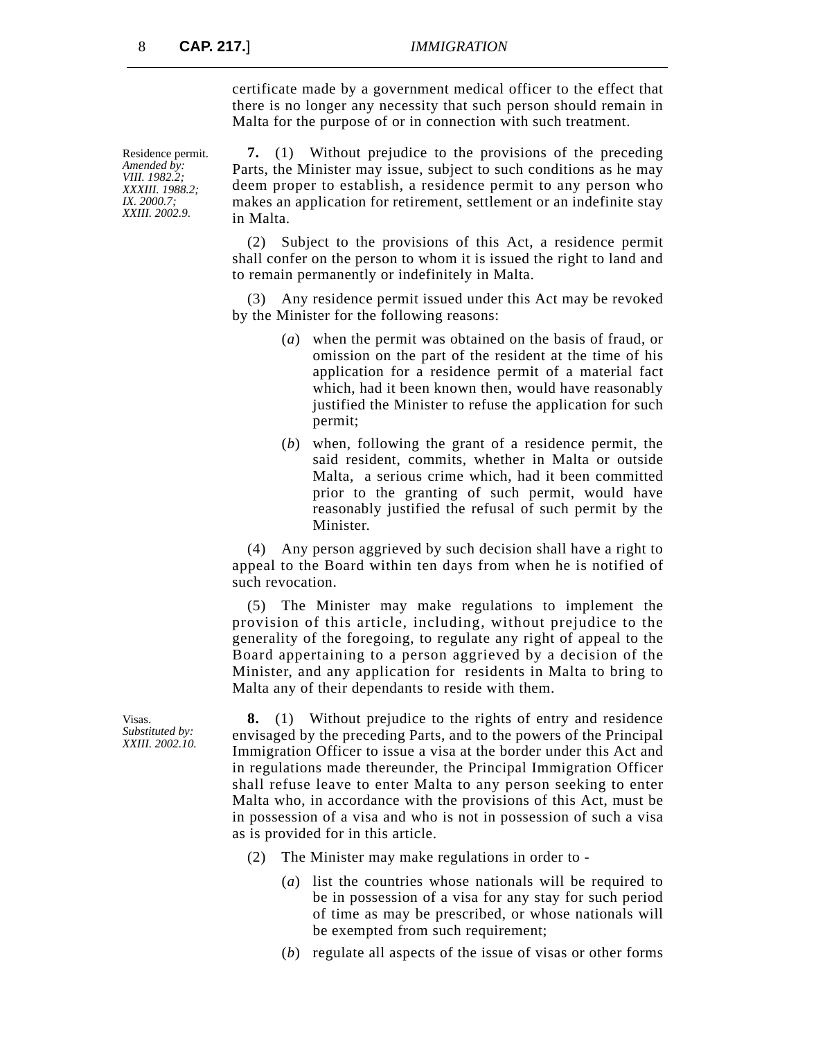certificate made by a government medical officer to the effect that there is no longer any necessity that such person should remain in Malta for the purpose of or in connection with such treatment.

Residence permit.
*Amended by: VIII. 1982.2; XXXIII. 1988.2; IX. 2000.7; XXIII. 2002.9.*

**7.** (1) Without prejudice to the provisions of the preceding Parts, the Minister may issue, subject to such conditions as he may deem proper to establish, a residence permit to any person who makes an application for retirement, settlement or an indefinite stay in Malta.

(2) Subject to the provisions of this Act, a residence permit shall confer on the person to whom it is issued the right to land and to remain permanently or indefinitely in Malta.

(3) Any residence permit issued under this Act may be revoked by the Minister for the following reasons:

(*a*) when the permit was obtained on the basis of fraud, or omission on the part of the resident at the time of his application for a residence permit of a material fact which, had it been known then, would have reasonably justified the Minister to refuse the application for such permit;

(*b*) when, following the grant of a residence permit, the said resident, commits, whether in Malta or outside Malta, a serious crime which, had it been committed prior to the granting of such permit, would have reasonably justified the refusal of such permit by the Minister.

(4) Any person aggrieved by such decision shall have a right to appeal to the Board within ten days from when he is notified of such revocation.

(5) The Minister may make regulations to implement the provision of this article, including, without prejudice to the generality of the foregoing, to regulate any right of appeal to the Board appertaining to a person aggrieved by a decision of the Minister, and any application for residents in Malta to bring to Malta any of their dependants to reside with them.

Visas.
*Substituted by: XXIII. 2002.10.*

**8.** (1) Without prejudice to the rights of entry and residence envisaged by the preceding Parts, and to the powers of the Principal Immigration Officer to issue a visa at the border under this Act and in regulations made thereunder, the Principal Immigration Officer shall refuse leave to enter Malta to any person seeking to enter Malta who, in accordance with the provisions of this Act, must be in possession of a visa and who is not in possession of such a visa as is provided for in this article.

(2) The Minister may make regulations in order to -

(*a*) list the countries whose nationals will be required to be in possession of a visa for any stay for such period of time as may be prescribed, or whose nationals will be exempted from such requirement;

(*b*) regulate all aspects of the issue of visas or other forms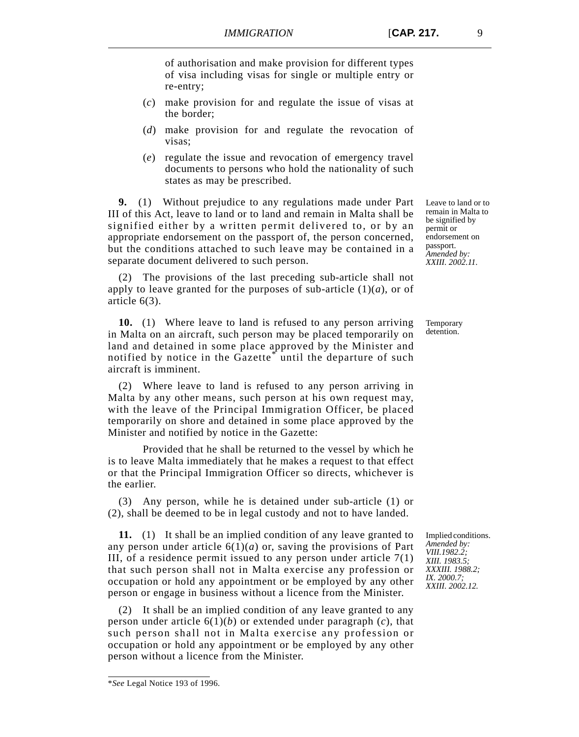of authorisation and make provision for different types of visa including visas for single or multiple entry or re-entry;

(*c*) make provision for and regulate the issue of visas at the border;

(*d*) make provision for and regulate the revocation of visas;

(*e*) regulate the issue and revocation of emergency travel documents to persons who hold the nationality of such states as may be prescribed.

Leave to land or to remain in Malta to be signified by permit or endorsement on passport.
*Amended by: XXIII. 2002.11.*

**9.** (1) Without prejudice to any regulations made under Part III of this Act, leave to land or to land and remain in Malta shall be signified either by a written permit delivered to, or by an appropriate endorsement on the passport of, the person concerned, but the conditions attached to such leave may be contained in a separate document delivered to such person.

(2) The provisions of the last preceding sub-article shall not apply to leave granted for the purposes of sub-article (1)(*a*), or of article 6(3).

Temporary detention.

**10.** (1) Where leave to land is refused to any person arriving in Malta on an aircraft, such person may be placed temporarily on land and detained in some place approved by the Minister and notified by notice in the Gazette* until the departure of such aircraft is imminent.

(2) Where leave to land is refused to any person arriving in Malta by any other means, such person at his own request may, with the leave of the Principal Immigration Officer, be placed temporarily on shore and detained in some place approved by the Minister and notified by notice in the Gazette:

Provided that he shall be returned to the vessel by which he is to leave Malta immediately that he makes a request to that effect or that the Principal Immigration Officer so directs, whichever is the earlier.

(3) Any person, while he is detained under sub-article (1) or (2), shall be deemed to be in legal custody and not to have landed.

Implied conditions.
*Amended by: VIII.1982.2; XIII. 1983.5; XXXIII. 1988.2; IX. 2000.7; XXIII. 2002.12.*

**11.** (1) It shall be an implied condition of any leave granted to any person under article 6(1)(*a*) or, saving the provisions of Part III, of a residence permit issued to any person under article 7(1) that such person shall not in Malta exercise any profession or occupation or hold any appointment or be employed by any other person or engage in business without a licence from the Minister.

(2) It shall be an implied condition of any leave granted to any person under article 6(1)(*b*) or extended under paragraph (*c*), that such person shall not in Malta exercise any profession or occupation or hold any appointment or be employed by any other person without a licence from the Minister.

*\*See* Legal Notice 193 of 1996.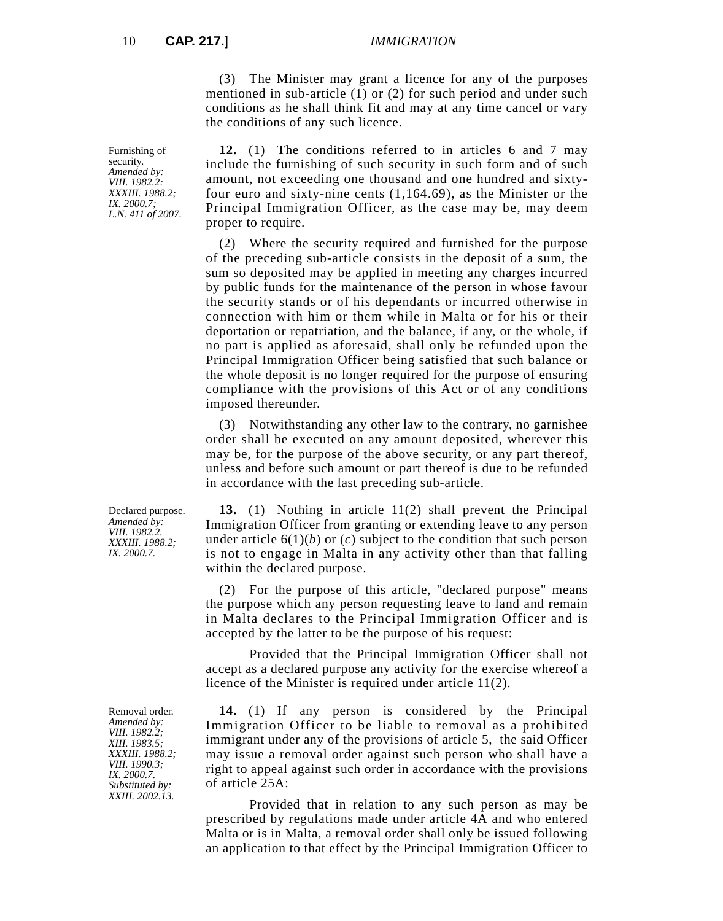(3) The Minister may grant a licence for any of the purposes mentioned in sub-article (1) or (2) for such period and under such conditions as he shall think fit and may at any time cancel or vary the conditions of any such licence.

Furnishing of security.
*Amended by: VIII. 1982.2: XXXIII. 1988.2; IX. 2000.7; L.N. 411 of 2007.*

**12.** (1) The conditions referred to in articles 6 and 7 may include the furnishing of such security in such form and of such amount, not exceeding one thousand and one hundred and sixty-four euro and sixty-nine cents (1,164.69), as the Minister or the Principal Immigration Officer, as the case may be, may deem proper to require.

(2) Where the security required and furnished for the purpose of the preceding sub-article consists in the deposit of a sum, the sum so deposited may be applied in meeting any charges incurred by public funds for the maintenance of the person in whose favour the security stands or of his dependants or incurred otherwise in connection with him or them while in Malta or for his or their deportation or repatriation, and the balance, if any, or the whole, if no part is applied as aforesaid, shall only be refunded upon the Principal Immigration Officer being satisfied that such balance or the whole deposit is no longer required for the purpose of ensuring compliance with the provisions of this Act or of any conditions imposed thereunder.

(3) Notwithstanding any other law to the contrary, no garnishee order shall be executed on any amount deposited, wherever this may be, for the purpose of the above security, or any part thereof, unless and before such amount or part thereof is due to be refunded in accordance with the last preceding sub-article.

Declared purpose.
*Amended by: VIII. 1982.2. XXXIII. 1988.2; IX. 2000.7.*

**13.** (1) Nothing in article 11(2) shall prevent the Principal Immigration Officer from granting or extending leave to any person under article 6(1)(*b*) or (*c*) subject to the condition that such person is not to engage in Malta in any activity other than that falling within the declared purpose.

(2) For the purpose of this article, "declared purpose" means the purpose which any person requesting leave to land and remain in Malta declares to the Principal Immigration Officer and is accepted by the latter to be the purpose of his request:

Provided that the Principal Immigration Officer shall not accept as a declared purpose any activity for the exercise whereof a licence of the Minister is required under article 11(2).

Removal order.
*Amended by: VIII. 1982.2; XIII. 1983.5; XXXIII. 1988.2; VIII. 1990.3; IX. 2000.7. Substituted by: XXIII. 2002.13.*

**14.** (1) If any person is considered by the Principal Immigration Officer to be liable to removal as a prohibited immigrant under any of the provisions of article 5, the said Officer may issue a removal order against such person who shall have a right to appeal against such order in accordance with the provisions of article 25A:

Provided that in relation to any such person as may be prescribed by regulations made under article 4A and who entered Malta or is in Malta, a removal order shall only be issued following an application to that effect by the Principal Immigration Officer to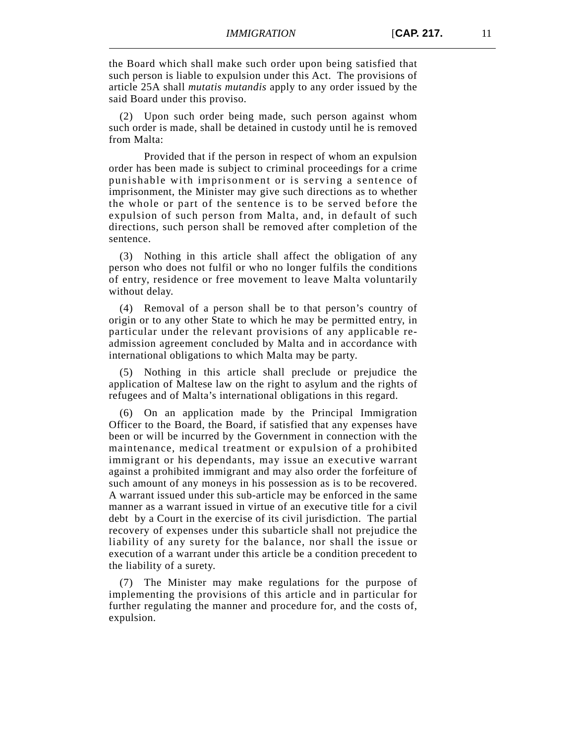the Board which shall make such order upon being satisfied that such person is liable to expulsion under this Act. The provisions of article 25A shall *mutatis mutandis* apply to any order issued by the said Board under this proviso.

(2) Upon such order being made, such person against whom such order is made, shall be detained in custody until he is removed from Malta:

Provided that if the person in respect of whom an expulsion order has been made is subject to criminal proceedings for a crime punishable with imprisonment or is serving a sentence of imprisonment, the Minister may give such directions as to whether the whole or part of the sentence is to be served before the expulsion of such person from Malta, and, in default of such directions, such person shall be removed after completion of the sentence.

(3) Nothing in this article shall affect the obligation of any person who does not fulfil or who no longer fulfils the conditions of entry, residence or free movement to leave Malta voluntarily without delay.

(4) Removal of a person shall be to that person's country of origin or to any other State to which he may be permitted entry, in particular under the relevant provisions of any applicable re-admission agreement concluded by Malta and in accordance with international obligations to which Malta may be party.

(5) Nothing in this article shall preclude or prejudice the application of Maltese law on the right to asylum and the rights of refugees and of Malta's international obligations in this regard.

(6) On an application made by the Principal Immigration Officer to the Board, the Board, if satisfied that any expenses have been or will be incurred by the Government in connection with the maintenance, medical treatment or expulsion of a prohibited immigrant or his dependants, may issue an executive warrant against a prohibited immigrant and may also order the forfeiture of such amount of any moneys in his possession as is to be recovered. A warrant issued under this sub-article may be enforced in the same manner as a warrant issued in virtue of an executive title for a civil debt by a Court in the exercise of its civil jurisdiction. The partial recovery of expenses under this subarticle shall not prejudice the liability of any surety for the balance, nor shall the issue or execution of a warrant under this article be a condition precedent to the liability of a surety.

(7) The Minister may make regulations for the purpose of implementing the provisions of this article and in particular for further regulating the manner and procedure for, and the costs of, expulsion.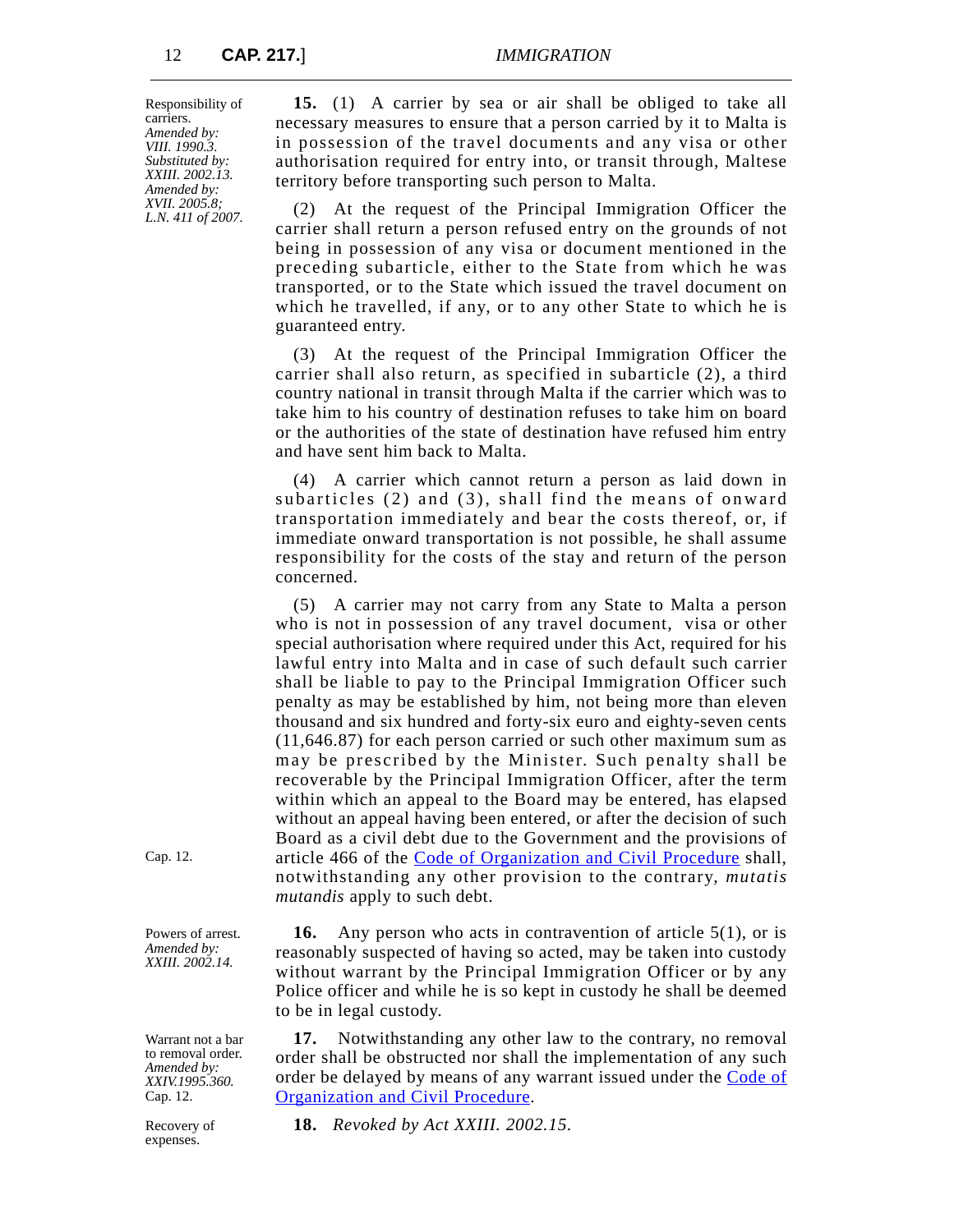**Responsibility of carriers.**
*Amended by: VIII. 1990.3. Substituted by: XXIII. 2002.13. Amended by: XVII. 2005.8; L.N. 411 of 2007.*

**15.** (1) A carrier by sea or air shall be obliged to take all necessary measures to ensure that a person carried by it to Malta is in possession of the travel documents and any visa or other authorisation required for entry into, or transit through, Maltese territory before transporting such person to Malta.

(2) At the request of the Principal Immigration Officer the carrier shall return a person refused entry on the grounds of not being in possession of any visa or document mentioned in the preceding subarticle, either to the State from which he was transported, or to the State which issued the travel document on which he travelled, if any, or to any other State to which he is guaranteed entry.

(3) At the request of the Principal Immigration Officer the carrier shall also return, as specified in subarticle (2), a third country national in transit through Malta if the carrier which was to take him to his country of destination refuses to take him on board or the authorities of the state of destination have refused him entry and have sent him back to Malta.

(4) A carrier which cannot return a person as laid down in subarticles (2) and (3), shall find the means of onward transportation immediately and bear the costs thereof, or, if immediate onward transportation is not possible, he shall assume responsibility for the costs of the stay and return of the person concerned.

(5) A carrier may not carry from any State to Malta a person who is not in possession of any travel document, visa or other special authorisation where required under this Act, required for his lawful entry into Malta and in case of such default such carrier shall be liable to pay to the Principal Immigration Officer such penalty as may be established by him, not being more than eleven thousand and six hundred and forty-six euro and eighty-seven cents (11,646.87) for each person carried or such other maximum sum as may be prescribed by the Minister. Such penalty shall be recoverable by the Principal Immigration Officer, after the term within which an appeal to the Board may be entered, has elapsed without an appeal having been entered, or after the decision of such Board as a civil debt due to the Government and the provisions of article 466 of the Code of Organization and Civil Procedure shall, notwithstanding any other provision to the contrary, *mutatis mutandis* apply to such debt.

*Cap. 12.*

**Powers of arrest.**
*Amended by: XXIII. 2002.14.*

**16.** Any person who acts in contravention of article 5(1), or is reasonably suspected of having so acted, may be taken into custody without warrant by the Principal Immigration Officer or by any Police officer and while he is so kept in custody he shall be deemed to be in legal custody.

**Warrant not a bar to removal order.**
*Amended by: XXIV.1995.360. Cap. 12.*

**17.** Notwithstanding any other law to the contrary, no removal order shall be obstructed nor shall the implementation of any such order be delayed by means of any warrant issued under the Code of Organization and Civil Procedure.

**Recovery of expenses.**

**18.** *Revoked by Act XXIII. 2002.15.*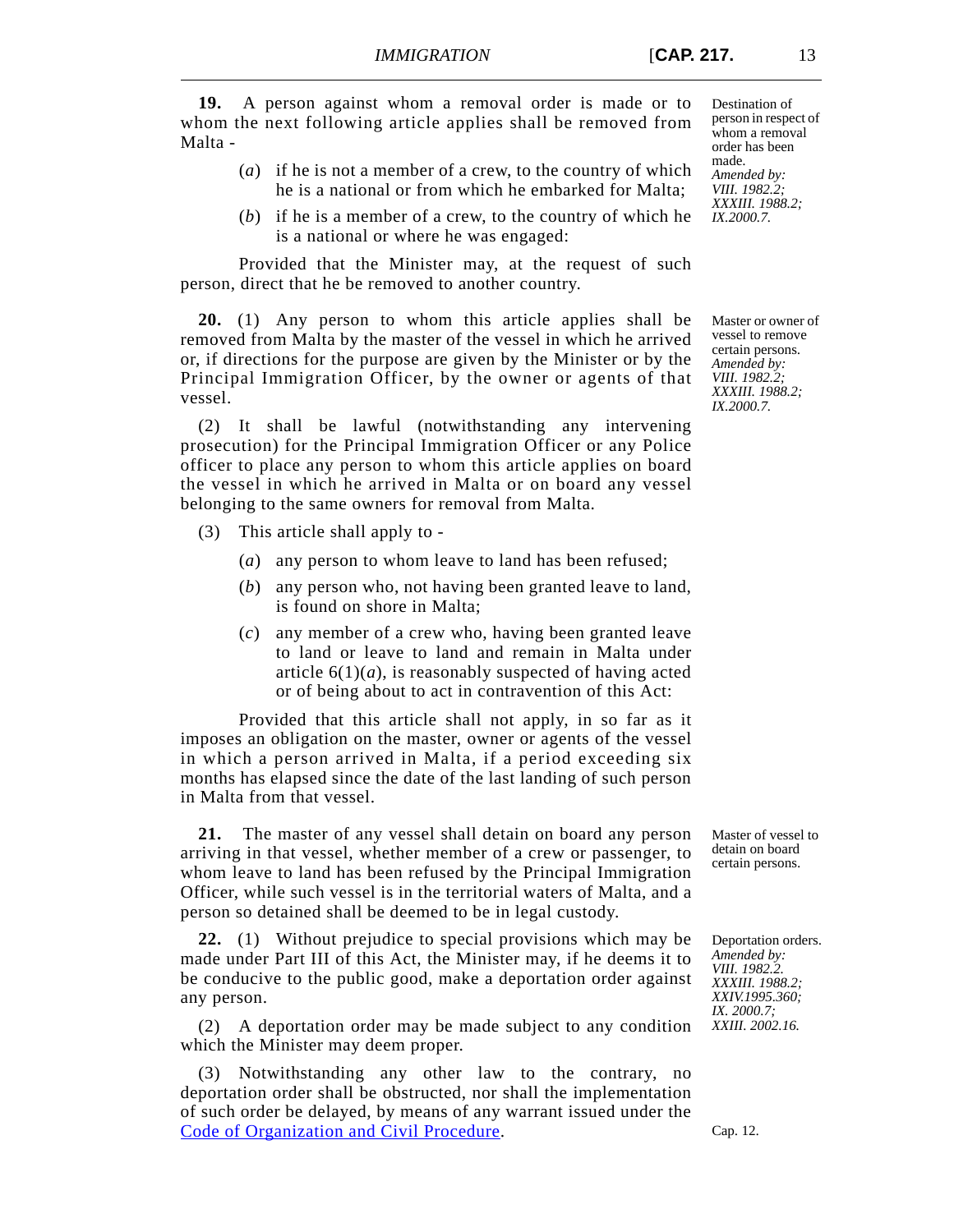**19.** A person against whom a removal order is made or to whom the next following article applies shall be removed from Malta -

*Destination of person in respect of whom a removal order has been made. Amended by: VIII. 1982.2; XXXIII. 1988.2; IX.2000.7.*

(*a*) if he is not a member of a crew, to the country of which he is a national or from which he embarked for Malta;

(*b*) if he is a member of a crew, to the country of which he is a national or where he was engaged:

Provided that the Minister may, at the request of such person, direct that he be removed to another country.

**20.** (1) Any person to whom this article applies shall be removed from Malta by the master of the vessel in which he arrived or, if directions for the purpose are given by the Minister or by the Principal Immigration Officer, by the owner or agents of that vessel.

*Master or owner of vessel to remove certain persons. Amended by: VIII. 1982.2; XXXIII. 1988.2; IX.2000.7.*

(2) It shall be lawful (notwithstanding any intervening prosecution) for the Principal Immigration Officer or any Police officer to place any person to whom this article applies on board the vessel in which he arrived in Malta or on board any vessel belonging to the same owners for removal from Malta.

(3) This article shall apply to -

(*a*) any person to whom leave to land has been refused;

(*b*) any person who, not having been granted leave to land, is found on shore in Malta;

(*c*) any member of a crew who, having been granted leave to land or leave to land and remain in Malta under article 6(1)(*a*), is reasonably suspected of having acted or of being about to act in contravention of this Act:

Provided that this article shall not apply, in so far as it imposes an obligation on the master, owner or agents of the vessel in which a person arrived in Malta, if a period exceeding six months has elapsed since the date of the last landing of such person in Malta from that vessel.

**21.** The master of any vessel shall detain on board any person arriving in that vessel, whether member of a crew or passenger, to whom leave to land has been refused by the Principal Immigration Officer, while such vessel is in the territorial waters of Malta, and a person so detained shall be deemed to be in legal custody.

*Master of vessel to detain on board certain persons.*

**22.** (1) Without prejudice to special provisions which may be made under Part III of this Act, the Minister may, if he deems it to be conducive to the public good, make a deportation order against any person.

*Deportation orders. Amended by: VIII. 1982.2. XXXIII. 1988.2; XXIV.1995.360; IX. 2000.7; XXIII. 2002.16.*

(2) A deportation order may be made subject to any condition which the Minister may deem proper.

(3) Notwithstanding any other law to the contrary, no deportation order shall be obstructed, nor shall the implementation of such order be delayed, by means of any warrant issued under the Code of Organization and Civil Procedure.

*Cap. 12.*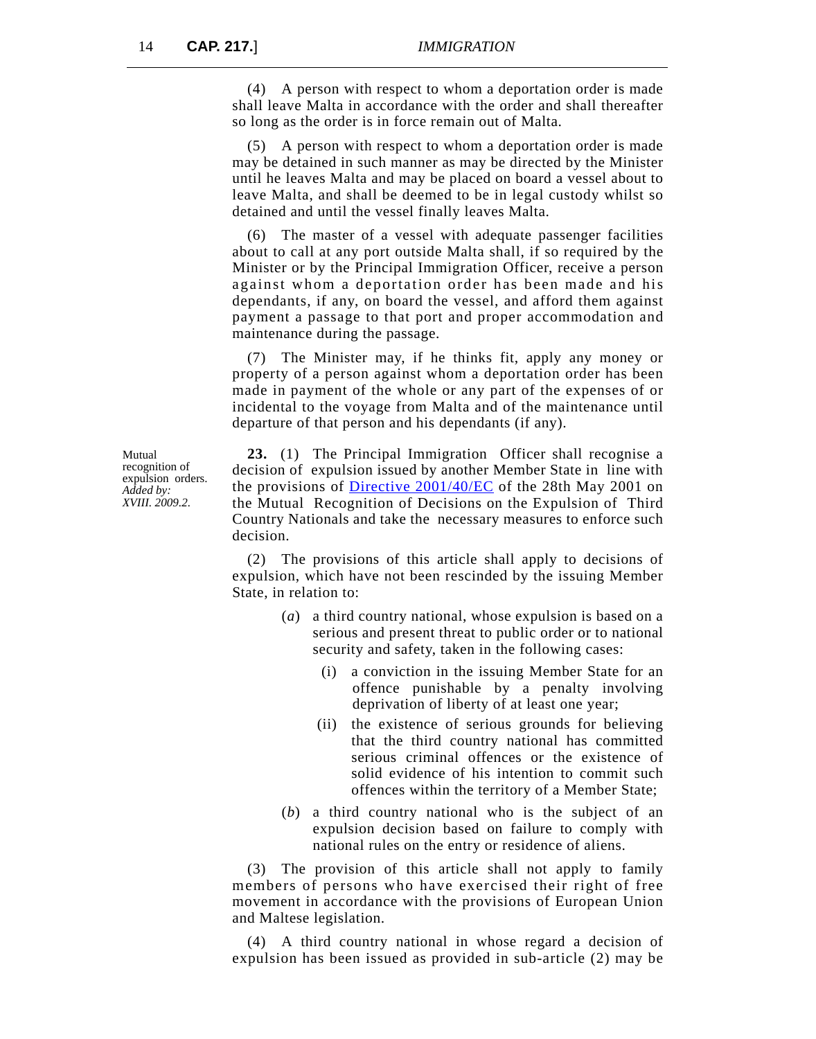(4) A person with respect to whom a deportation order is made shall leave Malta in accordance with the order and shall thereafter so long as the order is in force remain out of Malta.

(5) A person with respect to whom a deportation order is made may be detained in such manner as may be directed by the Minister until he leaves Malta and may be placed on board a vessel about to leave Malta, and shall be deemed to be in legal custody whilst so detained and until the vessel finally leaves Malta.

(6) The master of a vessel with adequate passenger facilities about to call at any port outside Malta shall, if so required by the Minister or by the Principal Immigration Officer, receive a person against whom a deportation order has been made and his dependants, if any, on board the vessel, and afford them against payment a passage to that port and proper accommodation and maintenance during the passage.

(7) The Minister may, if he thinks fit, apply any money or property of a person against whom a deportation order has been made in payment of the whole or any part of the expenses of or incidental to the voyage from Malta and of the maintenance until departure of that person and his dependants (if any).

Mutual recognition of expulsion orders.
*Added by: XVIII. 2009.2.*

**23.** (1) The Principal Immigration Officer shall recognise a decision of expulsion issued by another Member State in line with the provisions of Directive 2001/40/EC of the 28th May 2001 on the Mutual Recognition of Decisions on the Expulsion of Third Country Nationals and take the necessary measures to enforce such decision.

(2) The provisions of this article shall apply to decisions of expulsion, which have not been rescinded by the issuing Member State, in relation to:

(*a*) a third country national, whose expulsion is based on a serious and present threat to public order or to national security and safety, taken in the following cases:

(i) a conviction in the issuing Member State for an offence punishable by a penalty involving deprivation of liberty of at least one year;

(ii) the existence of serious grounds for believing that the third country national has committed serious criminal offences or the existence of solid evidence of his intention to commit such offences within the territory of a Member State;

(*b*) a third country national who is the subject of an expulsion decision based on failure to comply with national rules on the entry or residence of aliens.

(3) The provision of this article shall not apply to family members of persons who have exercised their right of free movement in accordance with the provisions of European Union and Maltese legislation.

(4) A third country national in whose regard a decision of expulsion has been issued as provided in sub-article (2) may be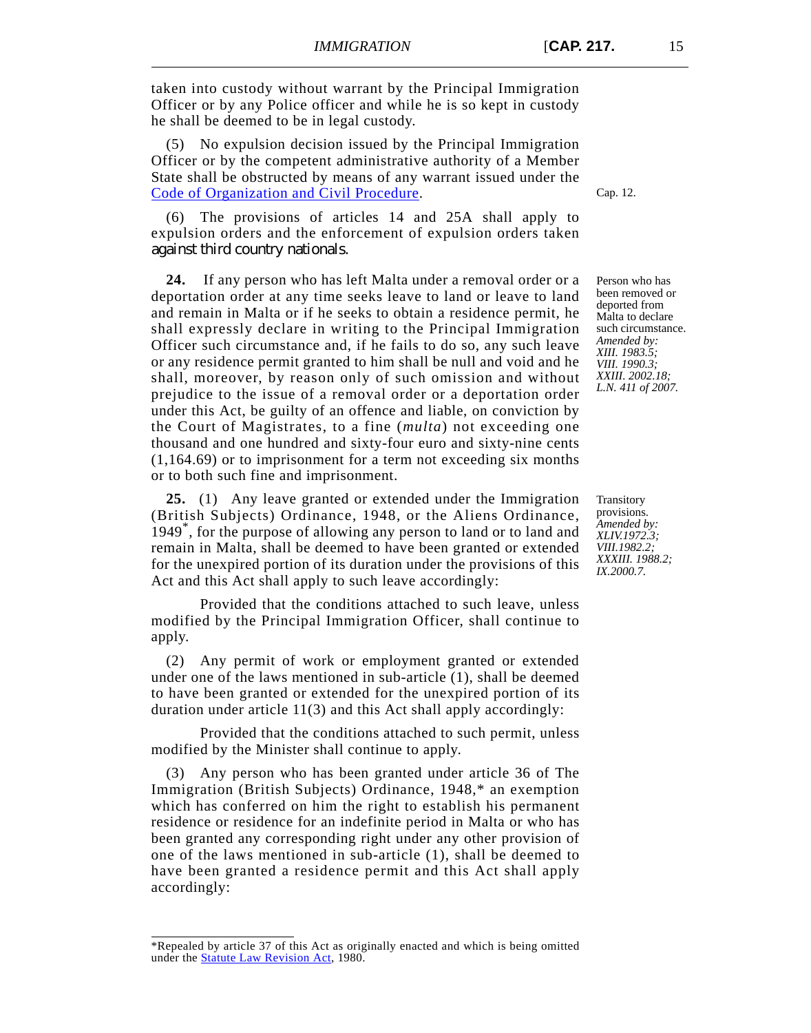taken into custody without warrant by the Principal Immigration Officer or by any Police officer and while he is so kept in custody he shall be deemed to be in legal custody.

(5) No expulsion decision issued by the Principal Immigration Officer or by the competent administrative authority of a Member State shall be obstructed by means of any warrant issued under the Code of Organization and Civil Procedure.

Cap. 12.

(6) The provisions of articles 14 and 25A shall apply to expulsion orders and the enforcement of expulsion orders taken against third country nationals.

Person who has been removed or deported from Malta to declare such circumstance.
*Amended by: XIII. 1983.5; VIII. 1990.3; XXIII. 2002.18; L.N. 411 of 2007.*

**24.** If any person who has left Malta under a removal order or a deportation order at any time seeks leave to land or leave to land and remain in Malta or if he seeks to obtain a residence permit, he shall expressly declare in writing to the Principal Immigration Officer such circumstance and, if he fails to do so, any such leave or any residence permit granted to him shall be null and void and he shall, moreover, by reason only of such omission and without prejudice to the issue of a removal order or a deportation order under this Act, be guilty of an offence and liable, on conviction by the Court of Magistrates, to a fine (*multa*) not exceeding one thousand and one hundred and sixty-four euro and sixty-nine cents (1,164.69) or to imprisonment for a term not exceeding six months or to both such fine and imprisonment.

Transitory provisions.
*Amended by: XLIV.1972.3; VIII.1982.2; XXXIII. 1988.2; IX.2000.7.*

**25.** (1) Any leave granted or extended under the Immigration (British Subjects) Ordinance, 1948, or the Aliens Ordinance, 1949*, for the purpose of allowing any person to land or to land and remain in Malta, shall be deemed to have been granted or extended for the unexpired portion of its duration under the provisions of this Act and this Act shall apply to such leave accordingly:

Provided that the conditions attached to such leave, unless modified by the Principal Immigration Officer, shall continue to apply.

(2) Any permit of work or employment granted or extended under one of the laws mentioned in sub-article (1), shall be deemed to have been granted or extended for the unexpired portion of its duration under article 11(3) and this Act shall apply accordingly:

Provided that the conditions attached to such permit, unless modified by the Minister shall continue to apply.

(3) Any person who has been granted under article 36 of The Immigration (British Subjects) Ordinance, 1948,* an exemption which has conferred on him the right to establish his permanent residence or residence for an indefinite period in Malta or who has been granted any corresponding right under any other provision of one of the laws mentioned in sub-article (1), shall be deemed to have been granted a residence permit and this Act shall apply accordingly:

*Repealed by article 37 of this Act as originally enacted and which is being omitted under the Statute Law Revision Act, 1980.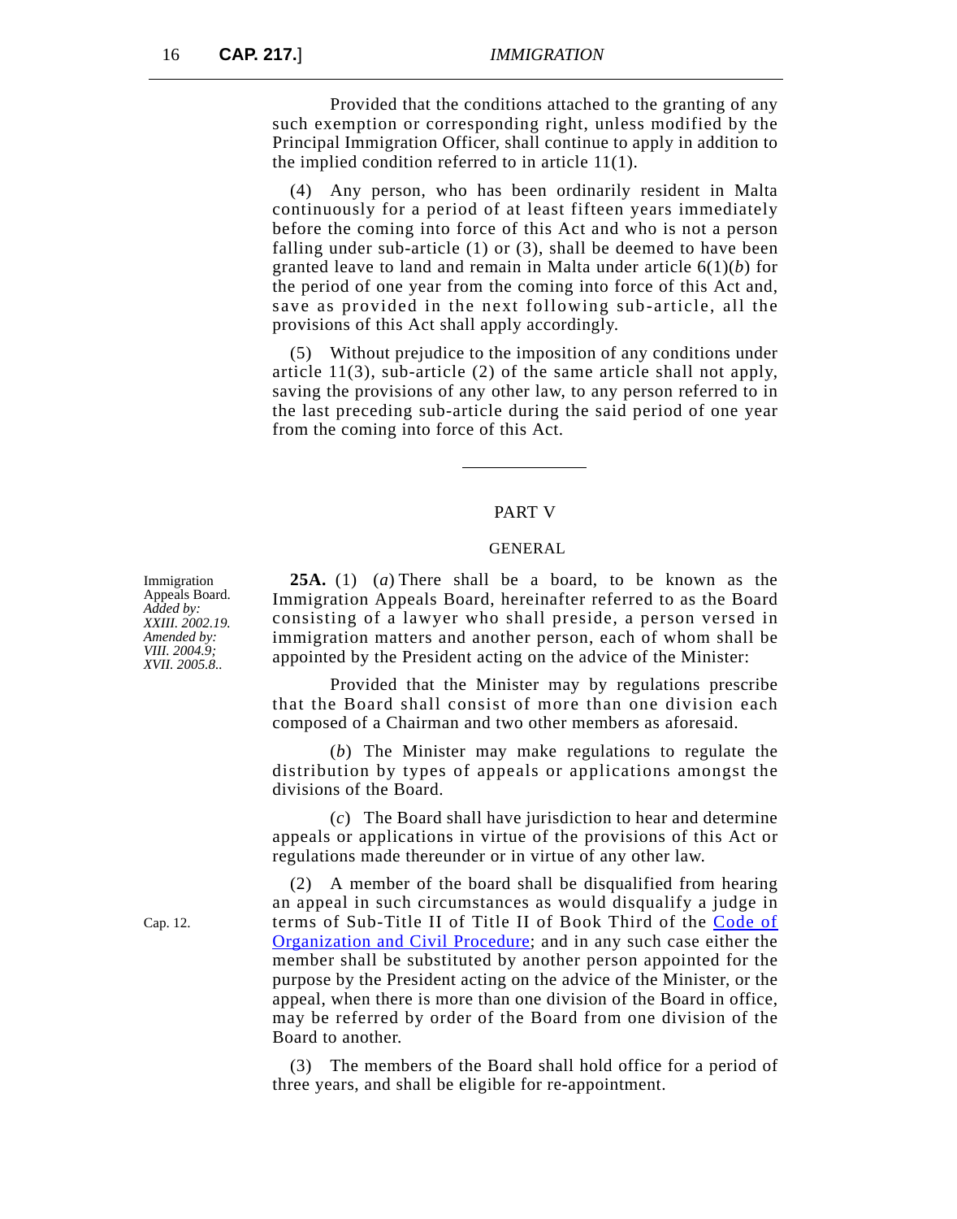Provided that the conditions attached to the granting of any such exemption or corresponding right, unless modified by the Principal Immigration Officer, shall continue to apply in addition to the implied condition referred to in article 11(1).

(4) Any person, who has been ordinarily resident in Malta continuously for a period of at least fifteen years immediately before the coming into force of this Act and who is not a person falling under sub-article (1) or (3), shall be deemed to have been granted leave to land and remain in Malta under article 6(1)(*b*) for the period of one year from the coming into force of this Act and, save as provided in the next following sub-article, all the provisions of this Act shall apply accordingly.

(5) Without prejudice to the imposition of any conditions under article 11(3), sub-article (2) of the same article shall not apply, saving the provisions of any other law, to any person referred to in the last preceding sub-article during the said period of one year from the coming into force of this Act.

## PART V

### GENERAL

Immigration Appeals Board.
*Added by: XXIII. 2002.19.*
*Amended by: VIII. 2004.9; XVII. 2005.8..*

**25A.** (1) (*a*) There shall be a board, to be known as the Immigration Appeals Board, hereinafter referred to as the Board consisting of a lawyer who shall preside, a person versed in immigration matters and another person, each of whom shall be appointed by the President acting on the advice of the Minister:

Provided that the Minister may by regulations prescribe that the Board shall consist of more than one division each composed of a Chairman and two other members as aforesaid.

(*b*) The Minister may make regulations to regulate the distribution by types of appeals or applications amongst the divisions of the Board.

(*c*) The Board shall have jurisdiction to hear and determine appeals or applications in virtue of the provisions of this Act or regulations made thereunder or in virtue of any other law.

Cap. 12.

(2) A member of the board shall be disqualified from hearing an appeal in such circumstances as would disqualify a judge in terms of Sub-Title II of Title II of Book Third of the Code of Organization and Civil Procedure; and in any such case either the member shall be substituted by another person appointed for the purpose by the President acting on the advice of the Minister, or the appeal, when there is more than one division of the Board in office, may be referred by order of the Board from one division of the Board to another.

(3) The members of the Board shall hold office for a period of three years, and shall be eligible for re-appointment.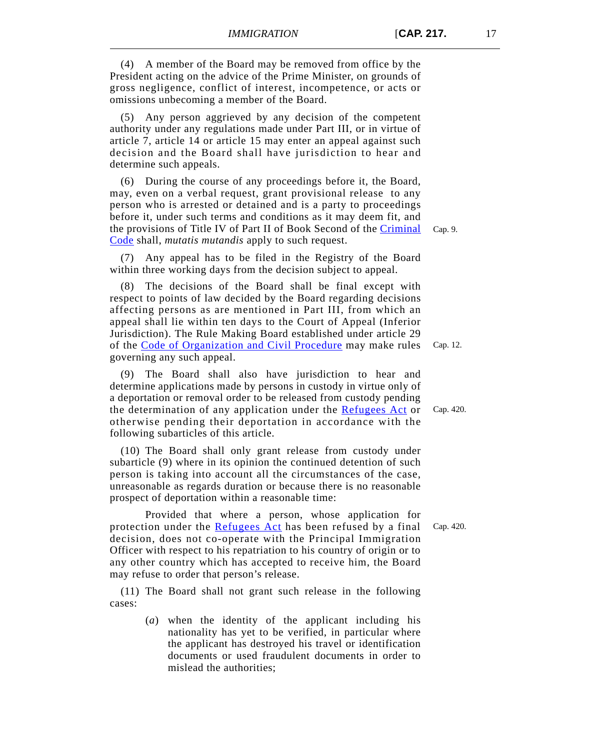(4) A member of the Board may be removed from office by the President acting on the advice of the Prime Minister, on grounds of gross negligence, conflict of interest, incompetence, or acts or omissions unbecoming a member of the Board.

(5) Any person aggrieved by any decision of the competent authority under any regulations made under Part III, or in virtue of article 7, article 14 or article 15 may enter an appeal against such decision and the Board shall have jurisdiction to hear and determine such appeals.

(6) During the course of any proceedings before it, the Board, may, even on a verbal request, grant provisional release to any person who is arrested or detained and is a party to proceedings before it, under such terms and conditions as it may deem fit, and the provisions of Title IV of Part II of Book Second of the Criminal Code shall, *mutatis mutandis* apply to such request.

Cap. 9.

(7) Any appeal has to be filed in the Registry of the Board within three working days from the decision subject to appeal.

(8) The decisions of the Board shall be final except with respect to points of law decided by the Board regarding decisions affecting persons as are mentioned in Part III, from which an appeal shall lie within ten days to the Court of Appeal (Inferior Jurisdiction). The Rule Making Board established under article 29 of the Code of Organization and Civil Procedure may make rules governing any such appeal.

Cap. 12.

(9) The Board shall also have jurisdiction to hear and determine applications made by persons in custody in virtue only of a deportation or removal order to be released from custody pending the determination of any application under the Refugees Act or otherwise pending their deportation in accordance with the following subarticles of this article.

Cap. 420.

(10) The Board shall only grant release from custody under subarticle (9) where in its opinion the continued detention of such person is taking into account all the circumstances of the case, unreasonable as regards duration or because there is no reasonable prospect of deportation within a reasonable time:

Provided that where a person, whose application for protection under the Refugees Act has been refused by a final decision, does not co-operate with the Principal Immigration Officer with respect to his repatriation to his country of origin or to any other country which has accepted to receive him, the Board may refuse to order that person's release.

Cap. 420.

(11) The Board shall not grant such release in the following cases:

(*a*) when the identity of the applicant including his nationality has yet to be verified, in particular where the applicant has destroyed his travel or identification documents or used fraudulent documents in order to mislead the authorities;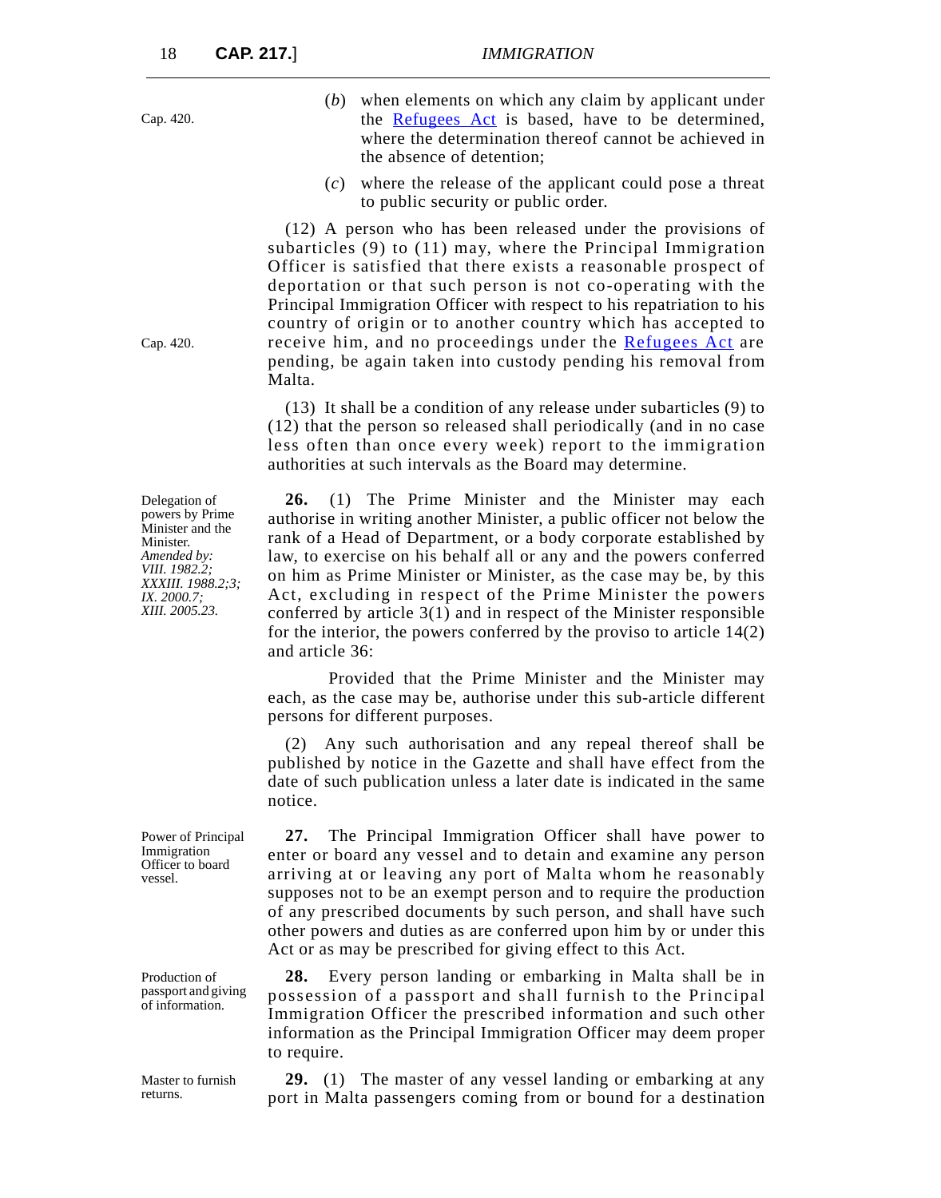Cap. 420.

(*b*) when elements on which any claim by applicant under the Refugees Act is based, have to be determined, where the determination thereof cannot be achieved in the absence of detention;

(*c*) where the release of the applicant could pose a threat to public security or public order.

(12) A person who has been released under the provisions of subarticles (9) to (11) may, where the Principal Immigration Officer is satisfied that there exists a reasonable prospect of deportation or that such person is not co-operating with the Principal Immigration Officer with respect to his repatriation to his country of origin or to another country which has accepted to receive him, and no proceedings under the Refugees Act are pending, be again taken into custody pending his removal from Malta.

Cap. 420.

(13) It shall be a condition of any release under subarticles (9) to (12) that the person so released shall periodically (and in no case less often than once every week) report to the immigration authorities at such intervals as the Board may determine.

Delegation of powers by Prime Minister and the Minister.
*Amended by: VIII. 1982.2; XXXIII. 1988.2;3; IX. 2000.7; XIII. 2005.23.*

**26.** (1) The Prime Minister and the Minister may each authorise in writing another Minister, a public officer not below the rank of a Head of Department, or a body corporate established by law, to exercise on his behalf all or any and the powers conferred on him as Prime Minister or Minister, as the case may be, by this Act, excluding in respect of the Prime Minister the powers conferred by article 3(1) and in respect of the Minister responsible for the interior, the powers conferred by the proviso to article 14(2) and article 36:

Provided that the Prime Minister and the Minister may each, as the case may be, authorise under this sub-article different persons for different purposes.

(2) Any such authorisation and any repeal thereof shall be published by notice in the Gazette and shall have effect from the date of such publication unless a later date is indicated in the same notice.

Power of Principal Immigration Officer to board vessel.

**27.** The Principal Immigration Officer shall have power to enter or board any vessel and to detain and examine any person arriving at or leaving any port of Malta whom he reasonably supposes not to be an exempt person and to require the production of any prescribed documents by such person, and shall have such other powers and duties as are conferred upon him by or under this Act or as may be prescribed for giving effect to this Act.

Production of passport and giving of information.

**28.** Every person landing or embarking in Malta shall be in possession of a passport and shall furnish to the Principal Immigration Officer the prescribed information and such other information as the Principal Immigration Officer may deem proper to require.

Master to furnish returns.

**29.** (1) The master of any vessel landing or embarking at any port in Malta passengers coming from or bound for a destination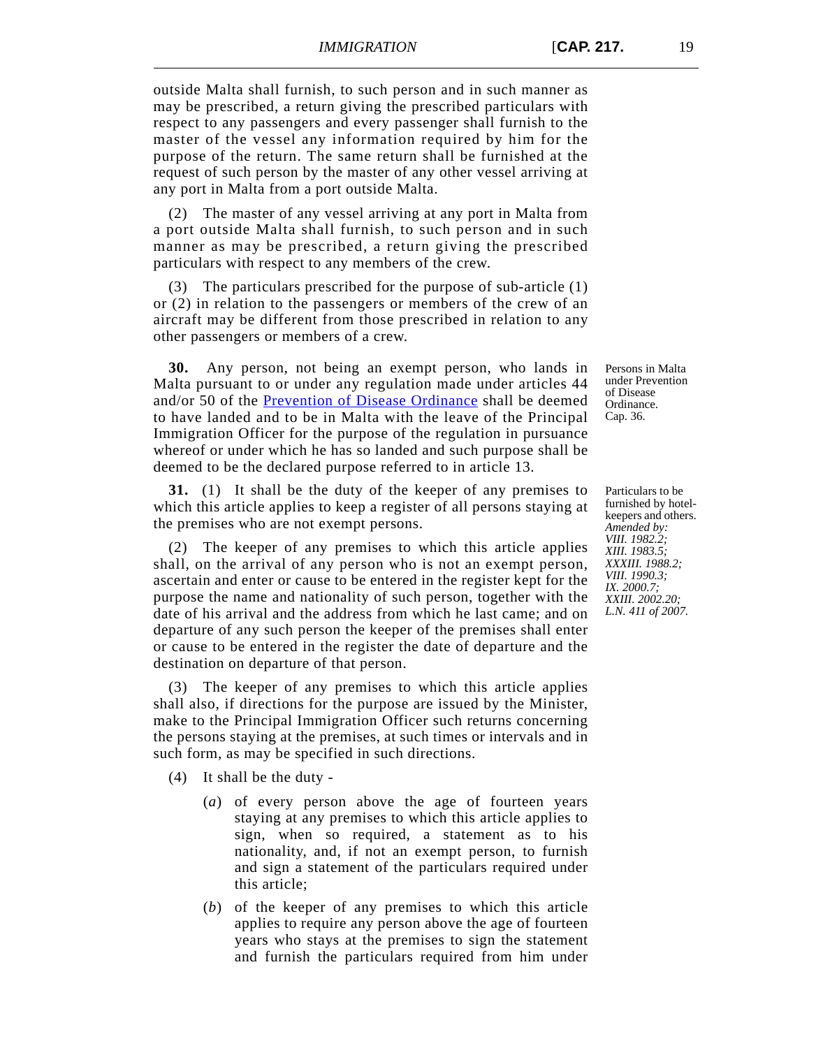outside Malta shall furnish, to such person and in such manner as may be prescribed, a return giving the prescribed particulars with respect to any passengers and every passenger shall furnish to the master of the vessel any information required by him for the purpose of the return. The same return shall be furnished at the request of such person by the master of any other vessel arriving at any port in Malta from a port outside Malta.

(2) The master of any vessel arriving at any port in Malta from a port outside Malta shall furnish, to such person and in such manner as may be prescribed, a return giving the prescribed particulars with respect to any members of the crew.

(3) The particulars prescribed for the purpose of sub-article (1) or (2) in relation to the passengers or members of the crew of an aircraft may be different from those prescribed in relation to any other passengers or members of a crew.

Persons in Malta under Prevention of Disease Ordinance. Cap. 36.

**30.** Any person, not being an exempt person, who lands in Malta pursuant to or under any regulation made under articles 44 and/or 50 of the Prevention of Disease Ordinance shall be deemed to have landed and to be in Malta with the leave of the Principal Immigration Officer for the purpose of the regulation in pursuance whereof or under which he has so landed and such purpose shall be deemed to be the declared purpose referred to in article 13.

Particulars to be furnished by hotel-keepers and others. *Amended by: VIII. 1982.2; XIII. 1983.5; XXXIII. 1988.2; VIII. 1990.3; IX. 2000.7; XXIII. 2002.20; L.N. 411 of 2007.*

**31.** (1) It shall be the duty of the keeper of any premises to which this article applies to keep a register of all persons staying at the premises who are not exempt persons.

(2) The keeper of any premises to which this article applies shall, on the arrival of any person who is not an exempt person, ascertain and enter or cause to be entered in the register kept for the purpose the name and nationality of such person, together with the date of his arrival and the address from which he last came; and on departure of any such person the keeper of the premises shall enter or cause to be entered in the register the date of departure and the destination on departure of that person.

(3) The keeper of any premises to which this article applies shall also, if directions for the purpose are issued by the Minister, make to the Principal Immigration Officer such returns concerning the persons staying at the premises, at such times or intervals and in such form, as may be specified in such directions.

(4) It shall be the duty -

(*a*) of every person above the age of fourteen years staying at any premises to which this article applies to sign, when so required, a statement as to his nationality, and, if not an exempt person, to furnish and sign a statement of the particulars required under this article;

(*b*) of the keeper of any premises to which this article applies to require any person above the age of fourteen years who stays at the premises to sign the statement and furnish the particulars required from him under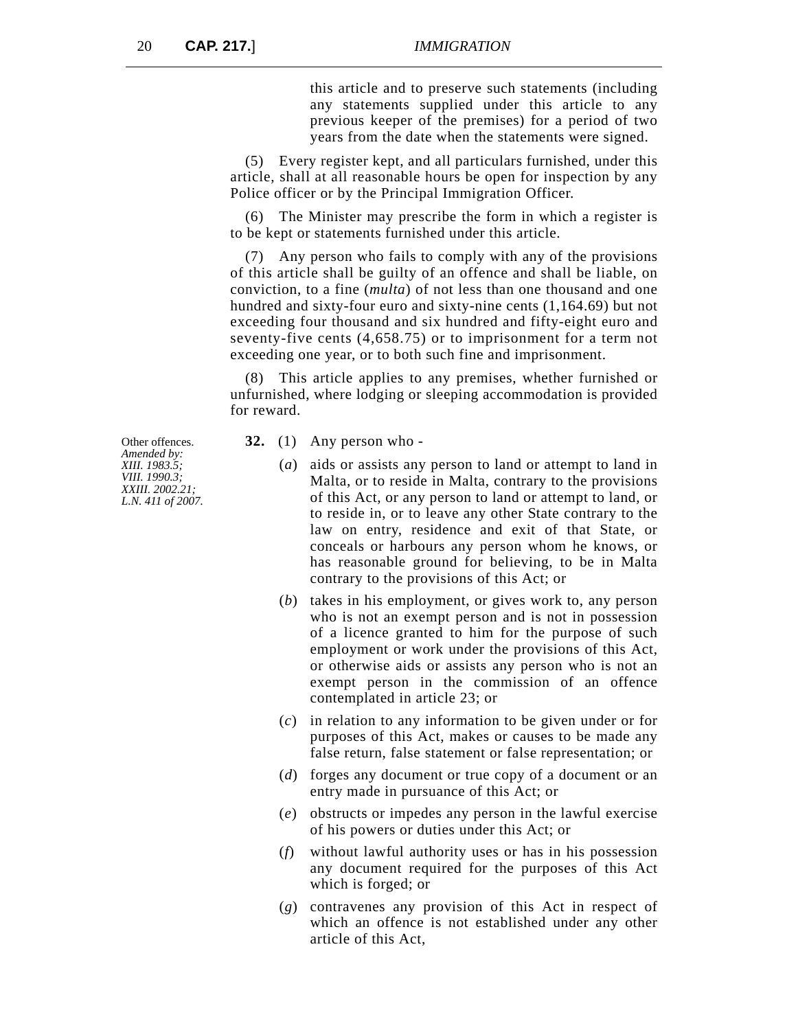this article and to preserve such statements (including any statements supplied under this article to any previous keeper of the premises) for a period of two years from the date when the statements were signed.

(5) Every register kept, and all particulars furnished, under this article, shall at all reasonable hours be open for inspection by any Police officer or by the Principal Immigration Officer.

(6) The Minister may prescribe the form in which a register is to be kept or statements furnished under this article.

(7) Any person who fails to comply with any of the provisions of this article shall be guilty of an offence and shall be liable, on conviction, to a fine (*multa*) of not less than one thousand and one hundred and sixty-four euro and sixty-nine cents (1,164.69) but not exceeding four thousand and six hundred and fifty-eight euro and seventy-five cents (4,658.75) or to imprisonment for a term not exceeding one year, or to both such fine and imprisonment.

(8) This article applies to any premises, whether furnished or unfurnished, where lodging or sleeping accommodation is provided for reward.

Other offences.
*Amended by: XIII. 1983.5; VIII. 1990.3; XXIII. 2002.21; L.N. 411 of 2007.*

**32.** (1) Any person who -

(*a*) aids or assists any person to land or attempt to land in Malta, or to reside in Malta, contrary to the provisions of this Act, or any person to land or attempt to land, or to reside in, or to leave any other State contrary to the law on entry, residence and exit of that State, or conceals or harbours any person whom he knows, or has reasonable ground for believing, to be in Malta contrary to the provisions of this Act; or

(*b*) takes in his employment, or gives work to, any person who is not an exempt person and is not in possession of a licence granted to him for the purpose of such employment or work under the provisions of this Act, or otherwise aids or assists any person who is not an exempt person in the commission of an offence contemplated in article 23; or

(*c*) in relation to any information to be given under or for purposes of this Act, makes or causes to be made any false return, false statement or false representation; or

(*d*) forges any document or true copy of a document or an entry made in pursuance of this Act; or

(*e*) obstructs or impedes any person in the lawful exercise of his powers or duties under this Act; or

(*f*) without lawful authority uses or has in his possession any document required for the purposes of this Act which is forged; or

(*g*) contravenes any provision of this Act in respect of which an offence is not established under any other article of this Act,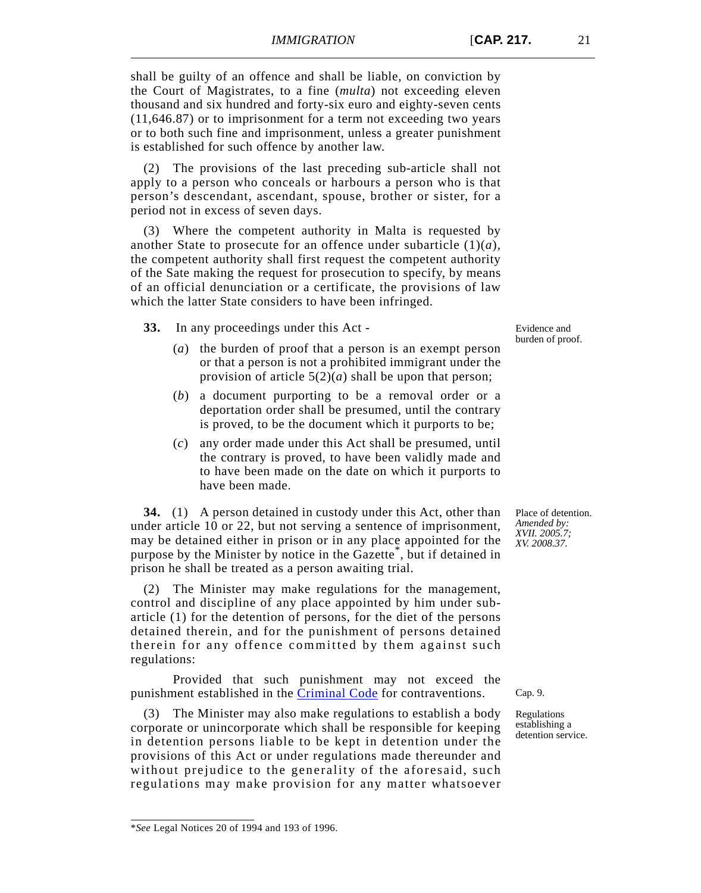shall be guilty of an offence and shall be liable, on conviction by the Court of Magistrates, to a fine (*multa*) not exceeding eleven thousand and six hundred and forty-six euro and eighty-seven cents (11,646.87) or to imprisonment for a term not exceeding two years or to both such fine and imprisonment, unless a greater punishment is established for such offence by another law.

(2) The provisions of the last preceding sub-article shall not apply to a person who conceals or harbours a person who is that person's descendant, ascendant, spouse, brother or sister, for a period not in excess of seven days.

(3) Where the competent authority in Malta is requested by another State to prosecute for an offence under subarticle (1)(*a*), the competent authority shall first request the competent authority of the Sate making the request for prosecution to specify, by means of an official denunciation or a certificate, the provisions of law which the latter State considers to have been infringed.

*Evidence and burden of proof.*

**33.** In any proceedings under this Act -

(*a*) the burden of proof that a person is an exempt person or that a person is not a prohibited immigrant under the provision of article 5(2)(*a*) shall be upon that person;

(*b*) a document purporting to be a removal order or a deportation order shall be presumed, until the contrary is proved, to be the document which it purports to be;

(*c*) any order made under this Act shall be presumed, until the contrary is proved, to have been validly made and to have been made on the date on which it purports to have been made.

*Place of detention. Amended by: XVII. 2005.7; XV. 2008.37.*

**34.** (1) A person detained in custody under this Act, other than under article 10 or 22, but not serving a sentence of imprisonment, may be detained either in prison or in any place appointed for the purpose by the Minister by notice in the Gazette*, but if detained in prison he shall be treated as a person awaiting trial.

(2) The Minister may make regulations for the management, control and discipline of any place appointed by him under sub-article (1) for the detention of persons, for the diet of the persons detained therein, and for the punishment of persons detained therein for any offence committed by them against such regulations:

*Cap. 9.*

Provided that such punishment may not exceed the punishment established in the Criminal Code for contraventions.

*Regulations establishing a detention service.*

(3) The Minister may also make regulations to establish a body corporate or unincorporate which shall be responsible for keeping in detention persons liable to be kept in detention under the provisions of this Act or under regulations made thereunder and without prejudice to the generality of the aforesaid, such regulations may make provision for any matter whatsoever

---

**See* Legal Notices 20 of 1994 and 193 of 1996.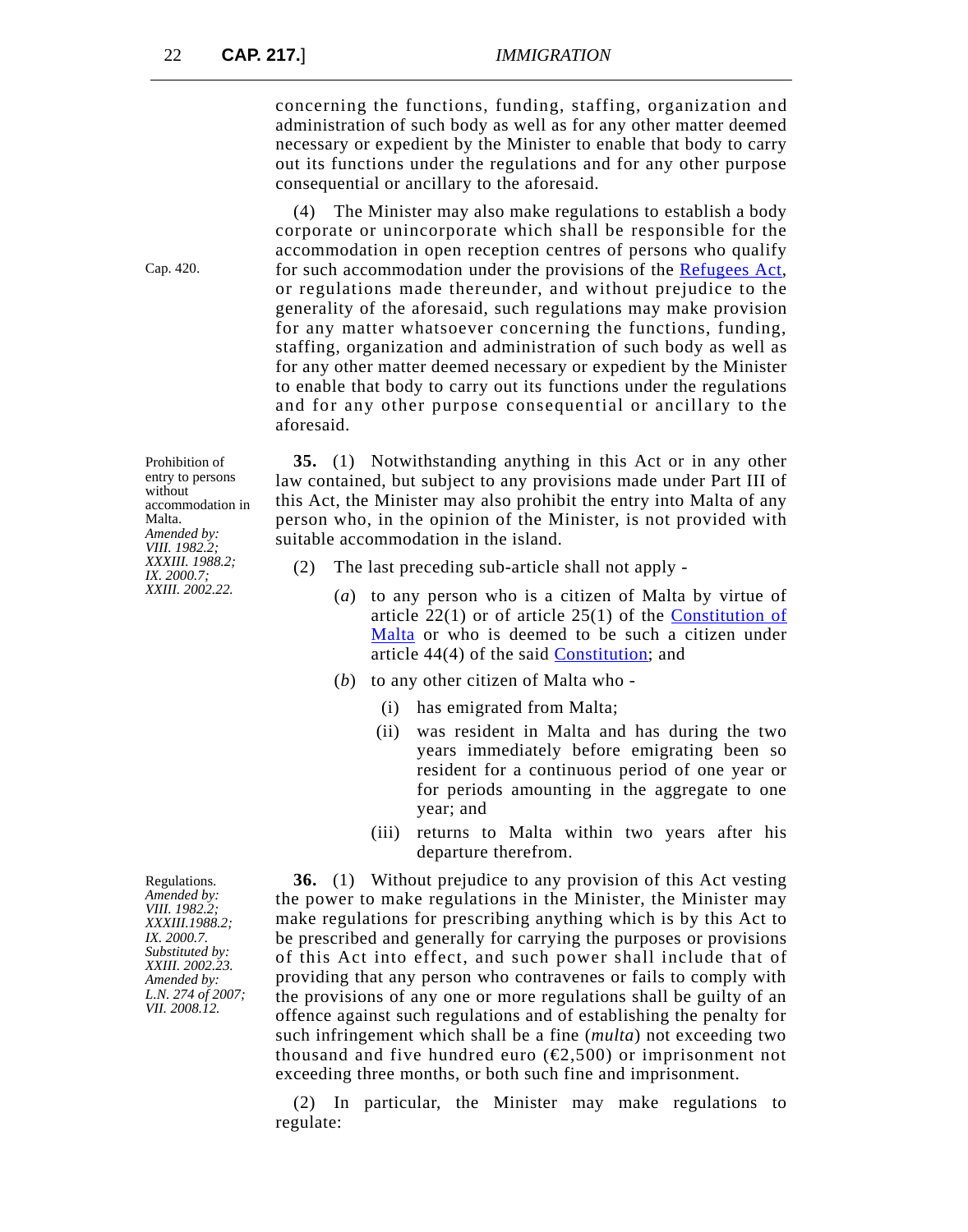concerning the functions, funding, staffing, organization and administration of such body as well as for any other matter deemed necessary or expedient by the Minister to enable that body to carry out its functions under the regulations and for any other purpose consequential or ancillary to the aforesaid.

Cap. 420.

(4) The Minister may also make regulations to establish a body corporate or unincorporate which shall be responsible for the accommodation in open reception centres of persons who qualify for such accommodation under the provisions of the Refugees Act, or regulations made thereunder, and without prejudice to the generality of the aforesaid, such regulations may make provision for any matter whatsoever concerning the functions, funding, staffing, organization and administration of such body as well as for any other matter deemed necessary or expedient by the Minister to enable that body to carry out its functions under the regulations and for any other purpose consequential or ancillary to the aforesaid.

Prohibition of entry to persons without accommodation in Malta.
*Amended by: VIII. 1982.2; XXXIII. 1988.2; IX. 2000.7; XXIII. 2002.22.*

**35.** (1) Notwithstanding anything in this Act or in any other law contained, but subject to any provisions made under Part III of this Act, the Minister may also prohibit the entry into Malta of any person who, in the opinion of the Minister, is not provided with suitable accommodation in the island.

(2) The last preceding sub-article shall not apply -

(*a*) to any person who is a citizen of Malta by virtue of article 22(1) or of article 25(1) of the Constitution of Malta or who is deemed to be such a citizen under article 44(4) of the said Constitution; and

(*b*) to any other citizen of Malta who -

(i) has emigrated from Malta;

(ii) was resident in Malta and has during the two years immediately before emigrating been so resident for a continuous period of one year or for periods amounting in the aggregate to one year; and

(iii) returns to Malta within two years after his departure therefrom.

Regulations.
*Amended by: VIII. 1982.2; XXXIII.1988.2; IX. 2000.7. Substituted by: XXIII. 2002.23. Amended by: L.N. 274 of 2007; VII. 2008.12.*

**36.** (1) Without prejudice to any provision of this Act vesting the power to make regulations in the Minister, the Minister may make regulations for prescribing anything which is by this Act to be prescribed and generally for carrying the purposes or provisions of this Act into effect, and such power shall include that of providing that any person who contravenes or fails to comply with the provisions of any one or more regulations shall be guilty of an offence against such regulations and of establishing the penalty for such infringement which shall be a fine (*multa*) not exceeding two thousand and five hundred euro (€2,500) or imprisonment not exceeding three months, or both such fine and imprisonment.

(2) In particular, the Minister may make regulations to regulate: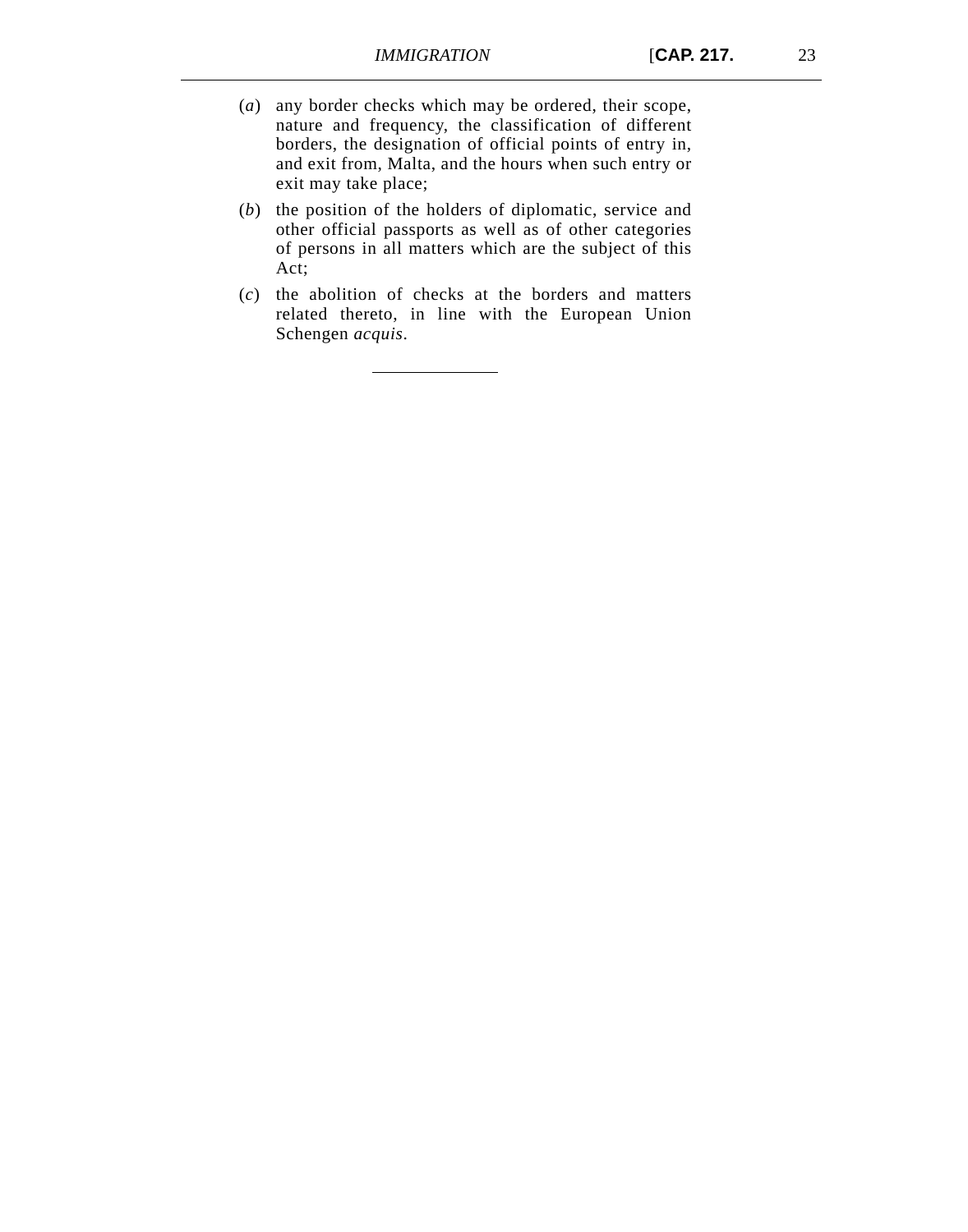(*a*) any border checks which may be ordered, their scope, nature and frequency, the classification of different borders, the designation of official points of entry in, and exit from, Malta, and the hours when such entry or exit may take place;

(*b*) the position of the holders of diplomatic, service and other official passports as well as of other categories of persons in all matters which are the subject of this Act;

(*c*) the abolition of checks at the borders and matters related thereto, in line with the European Union Schengen *acquis*.